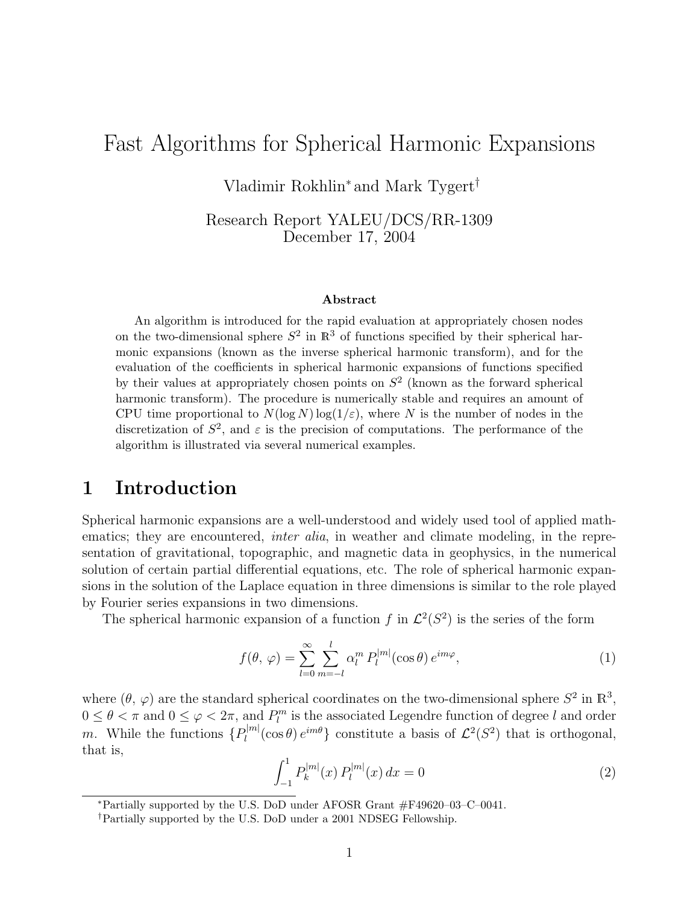# Fast Algorithms for Spherical Harmonic Expansions

Vladimir Rokhlin* and Mark Tygert†

Research Report YALEU/DCS/RR-1309
December 17, 2004

**Abstract**

An algorithm is introduced for the rapid evaluation at appropriately chosen nodes on the two-dimensional sphere $S^2$ in $\mathbb{R}^3$ of functions specified by their spherical harmonic expansions (known as the inverse spherical harmonic transform), and for the evaluation of the coefficients in spherical harmonic expansions of functions specified by their values at appropriately chosen points on $S^2$ (known as the forward spherical harmonic transform). The procedure is numerically stable and requires an amount of CPU time proportional to $N(\log N)\log(1/\varepsilon)$, where $N$ is the number of nodes in the discretization of $S^2$, and $\varepsilon$ is the precision of computations. The performance of the algorithm is illustrated via several numerical examples.

## 1 Introduction

Spherical harmonic expansions are a well-understood and widely used tool of applied mathematics; they are encountered, *inter alia*, in weather and climate modeling, in the representation of gravitational, topographic, and magnetic data in geophysics, in the numerical solution of certain partial differential equations, etc. The role of spherical harmonic expansions in the solution of the Laplace equation in three dimensions is similar to the role played by Fourier series expansions in two dimensions.

The spherical harmonic expansion of a function $f$ in $\mathcal{L}^2(S^2)$ is the series of the form

$$f(\theta,\,\varphi) = \sum_{l=0}^{\infty}\sum_{m=-l}^{l} \alpha_l^m\, P_l^{|m|}(\cos\theta)\, e^{im\varphi}, \tag{1}$$

where $(\theta,\,\varphi)$ are the standard spherical coordinates on the two-dimensional sphere $S^2$ in $\mathbb{R}^3$, $0 \le \theta < \pi$ and $0 \le \varphi < 2\pi$, and $P_l^m$ is the associated Legendre function of degree $l$ and order $m$. While the functions $\{P_l^{|m|}(\cos\theta)\, e^{im\theta}\}$ constitute a basis of $\mathcal{L}^2(S^2)$ that is orthogonal, that is,

$$\int_{-1}^{1} P_k^{|m|}(x)\, P_l^{|m|}(x)\, dx = 0 \tag{2}$$

*Partially supported by the U.S. DoD under AFOSR Grant #F49620–03–C–0041.

†Partially supported by the U.S. DoD under a 2001 NDSEG Fellowship.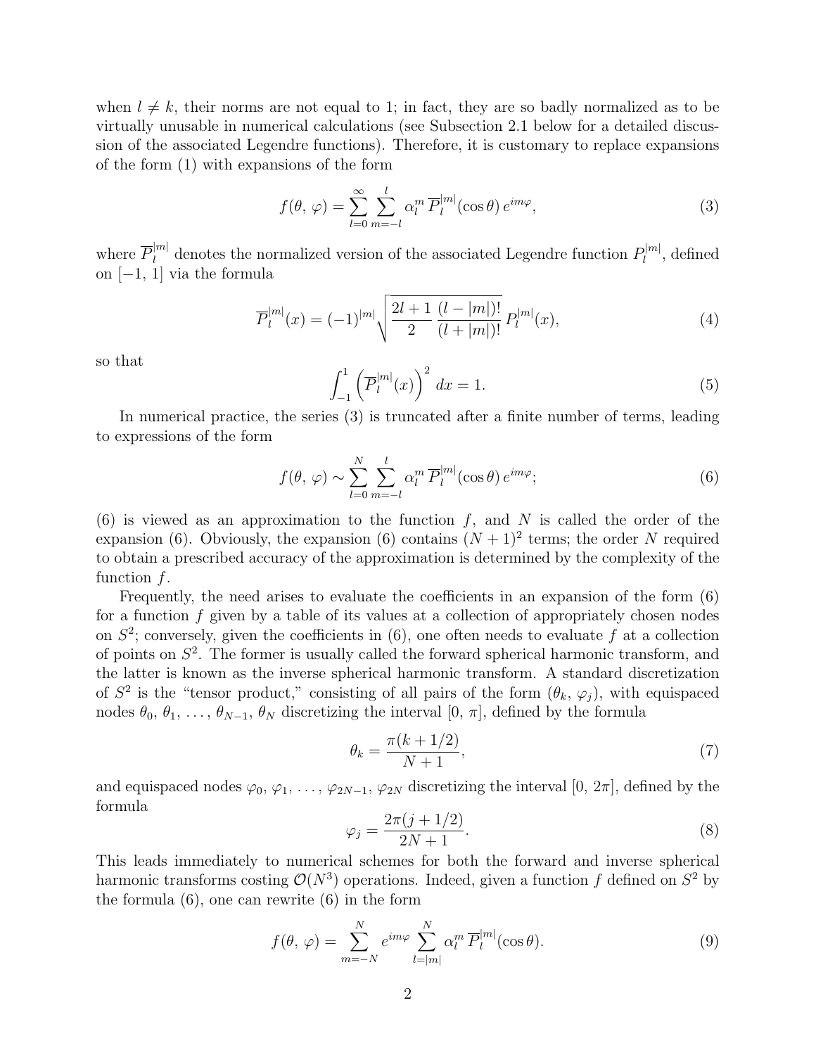when $l \neq k$, their norms are not equal to 1; in fact, they are so badly normalized as to be virtually unusable in numerical calculations (see Subsection 2.1 below for a detailed discussion of the associated Legendre functions). Therefore, it is customary to replace expansions of the form (1) with expansions of the form

$$f(\theta,\, \varphi) = \sum_{l=0}^{\infty} \sum_{m=-l}^{l} \alpha_l^m \, \overline{P}_l^{|m|}(\cos\theta)\, e^{im\varphi}, \tag{3}$$

where $\overline{P}_l^{|m|}$ denotes the normalized version of the associated Legendre function $P_l^{|m|}$, defined on $[-1,\, 1]$ via the formula

$$\overline{P}_l^{|m|}(x) = (-1)^{|m|} \sqrt{\frac{2l+1}{2} \, \frac{(l-|m|)!}{(l+|m|)!}} \, P_l^{|m|}(x), \tag{4}$$

so that

$$\int_{-1}^{1} \left( \overline{P}_l^{|m|}(x) \right)^2 \, dx = 1. \tag{5}$$

In numerical practice, the series (3) is truncated after a finite number of terms, leading to expressions of the form

$$f(\theta,\, \varphi) \sim \sum_{l=0}^{N} \sum_{m=-l}^{l} \alpha_l^m \, \overline{P}_l^{|m|}(\cos\theta)\, e^{im\varphi}; \tag{6}$$

(6) is viewed as an approximation to the function $f$, and $N$ is called the order of the expansion (6). Obviously, the expansion (6) contains $(N+1)^2$ terms; the order $N$ required to obtain a prescribed accuracy of the approximation is determined by the complexity of the function $f$.

Frequently, the need arises to evaluate the coefficients in an expansion of the form (6) for a function $f$ given by a table of its values at a collection of appropriately chosen nodes on $S^2$; conversely, given the coefficients in (6), one often needs to evaluate $f$ at a collection of points on $S^2$. The former is usually called the forward spherical harmonic transform, and the latter is known as the inverse spherical harmonic transform. A standard discretization of $S^2$ is the "tensor product," consisting of all pairs of the form $(\theta_k,\, \varphi_j)$, with equispaced nodes $\theta_0,\, \theta_1,\, \dots,\, \theta_{N-1},\, \theta_N$ discretizing the interval $[0,\, \pi]$, defined by the formula

$$\theta_k = \frac{\pi(k+1/2)}{N+1}, \tag{7}$$

and equispaced nodes $\varphi_0,\, \varphi_1,\, \dots,\, \varphi_{2N-1},\, \varphi_{2N}$ discretizing the interval $[0,\, 2\pi]$, defined by the formula

$$\varphi_j = \frac{2\pi(j+1/2)}{2N+1}. \tag{8}$$

This leads immediately to numerical schemes for both the forward and inverse spherical harmonic transforms costing $\mathcal{O}(N^3)$ operations. Indeed, given a function $f$ defined on $S^2$ by the formula (6), one can rewrite (6) in the form

$$f(\theta,\, \varphi) = \sum_{m=-N}^{N} e^{im\varphi} \sum_{l=|m|}^{N} \alpha_l^m \, \overline{P}_l^{|m|}(\cos\theta). \tag{9}$$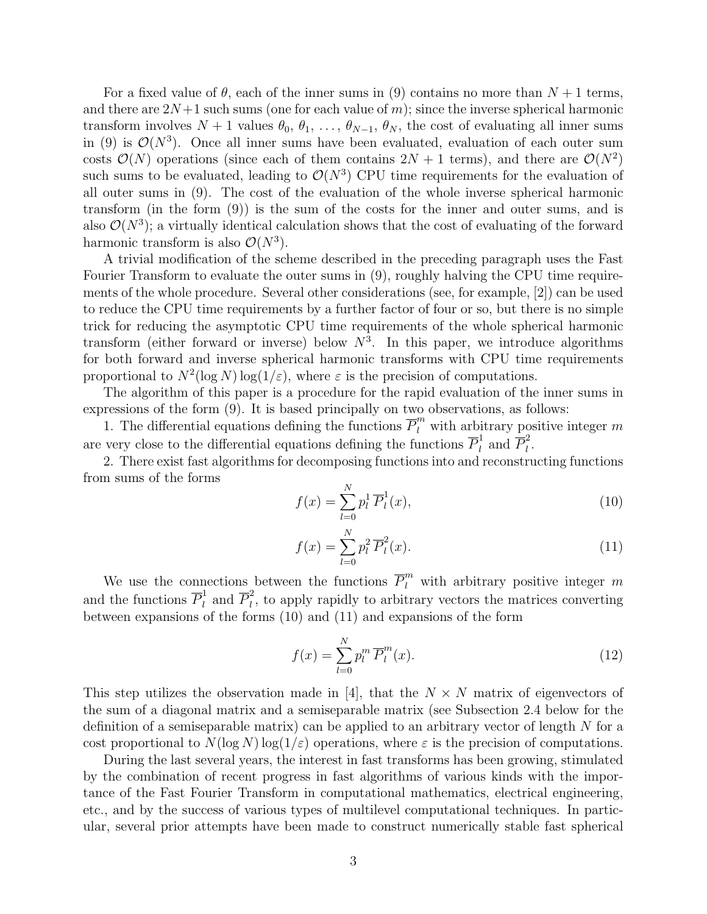For a fixed value of $\theta$, each of the inner sums in (9) contains no more than $N+1$ terms, and there are $2N+1$ such sums (one for each value of $m$); since the inverse spherical harmonic transform involves $N+1$ values $\theta_0, \theta_1, \ldots, \theta_{N-1}, \theta_N$, the cost of evaluating all inner sums in (9) is $\mathcal{O}(N^3)$. Once all inner sums have been evaluated, evaluation of each outer sum costs $\mathcal{O}(N)$ operations (since each of them contains $2N+1$ terms), and there are $\mathcal{O}(N^2)$ such sums to be evaluated, leading to $\mathcal{O}(N^3)$ CPU time requirements for the evaluation of all outer sums in (9). The cost of the evaluation of the whole inverse spherical harmonic transform (in the form (9)) is the sum of the costs for the inner and outer sums, and is also $\mathcal{O}(N^3)$; a virtually identical calculation shows that the cost of evaluating of the forward harmonic transform is also $\mathcal{O}(N^3)$.

A trivial modification of the scheme described in the preceding paragraph uses the Fast Fourier Transform to evaluate the outer sums in (9), roughly halving the CPU time requirements of the whole procedure. Several other considerations (see, for example, [2]) can be used to reduce the CPU time requirements by a further factor of four or so, but there is no simple trick for reducing the asymptotic CPU time requirements of the whole spherical harmonic transform (either forward or inverse) below $N^3$. In this paper, we introduce algorithms for both forward and inverse spherical harmonic transforms with CPU time requirements proportional to $N^2(\log N)\log(1/\varepsilon)$, where $\varepsilon$ is the precision of computations.

The algorithm of this paper is a procedure for the rapid evaluation of the inner sums in expressions of the form (9). It is based principally on two observations, as follows:

1. The differential equations defining the functions $\overline{P}_l^m$ with arbitrary positive integer $m$ are very close to the differential equations defining the functions $\overline{P}_l^1$ and $\overline{P}_l^2$.

2. There exist fast algorithms for decomposing functions into and reconstructing functions from sums of the forms

$$f(x) = \sum_{l=0}^{N} p_l^1 \, \overline{P}_l^1(x), \tag{10}$$

$$f(x) = \sum_{l=0}^{N} p_l^2 \, \overline{P}_l^2(x). \tag{11}$$

We use the connections between the functions $\overline{P}_l^m$ with arbitrary positive integer $m$ and the functions $\overline{P}_l^1$ and $\overline{P}_l^2$, to apply rapidly to arbitrary vectors the matrices converting between expansions of the forms (10) and (11) and expansions of the form

$$f(x) = \sum_{l=0}^{N} p_l^m \, \overline{P}_l^m(x). \tag{12}$$

This step utilizes the observation made in [4], that the $N \times N$ matrix of eigenvectors of the sum of a diagonal matrix and a semiseparable matrix (see Subsection 2.4 below for the definition of a semiseparable matrix) can be applied to an arbitrary vector of length $N$ for a cost proportional to $N(\log N)\log(1/\varepsilon)$ operations, where $\varepsilon$ is the precision of computations.

During the last several years, the interest in fast transforms has been growing, stimulated by the combination of recent progress in fast algorithms of various kinds with the importance of the Fast Fourier Transform in computational mathematics, electrical engineering, etc., and by the success of various types of multilevel computational techniques. In particular, several prior attempts have been made to construct numerically stable fast spherical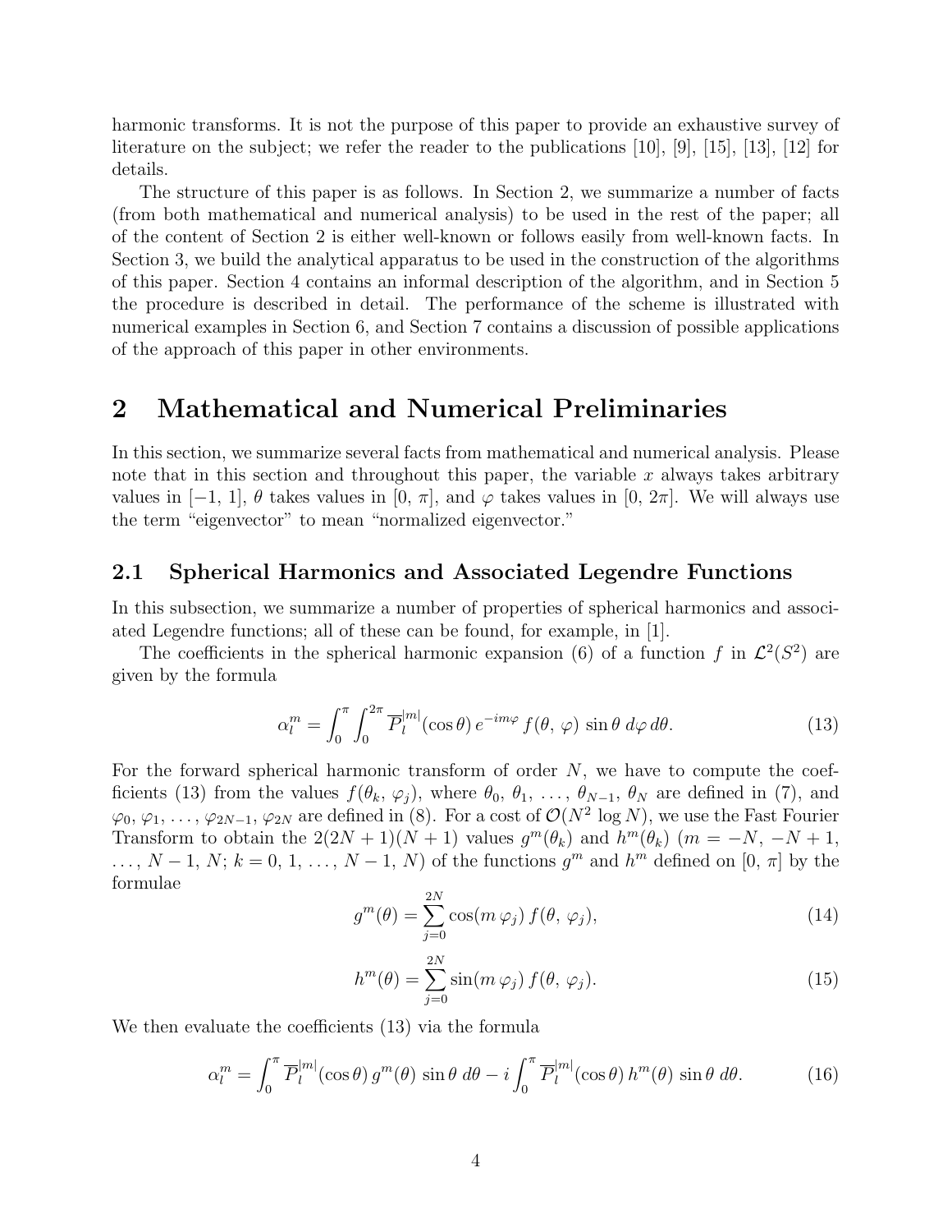harmonic transforms. It is not the purpose of this paper to provide an exhaustive survey of literature on the subject; we refer the reader to the publications [10], [9], [15], [13], [12] for details.

The structure of this paper is as follows. In Section 2, we summarize a number of facts (from both mathematical and numerical analysis) to be used in the rest of the paper; all of the content of Section 2 is either well-known or follows easily from well-known facts. In Section 3, we build the analytical apparatus to be used in the construction of the algorithms of this paper. Section 4 contains an informal description of the algorithm, and in Section 5 the procedure is described in detail. The performance of the scheme is illustrated with numerical examples in Section 6, and Section 7 contains a discussion of possible applications of the approach of this paper in other environments.

# 2 Mathematical and Numerical Preliminaries

In this section, we summarize several facts from mathematical and numerical analysis. Please note that in this section and throughout this paper, the variable $x$ always takes arbitrary values in $[-1, 1]$, $\theta$ takes values in $[0, \pi]$, and $\varphi$ takes values in $[0, 2\pi]$. We will always use the term "eigenvector" to mean "normalized eigenvector."

## 2.1 Spherical Harmonics and Associated Legendre Functions

In this subsection, we summarize a number of properties of spherical harmonics and associated Legendre functions; all of these can be found, for example, in [1].

The coefficients in the spherical harmonic expansion (6) of a function $f$ in $\mathcal{L}^2(S^2)$ are given by the formula

$$\alpha_l^m = \int_0^\pi \int_0^{2\pi} \overline{P}_l^{|m|}(\cos\theta)\, e^{-im\varphi}\, f(\theta,\, \varphi)\, \sin\theta\; d\varphi\, d\theta. \tag{13}$$

For the forward spherical harmonic transform of order $N$, we have to compute the coefficients (13) from the values $f(\theta_k,\, \varphi_j)$, where $\theta_0,\, \theta_1,\, \ldots,\, \theta_{N-1},\, \theta_N$ are defined in (7), and $\varphi_0, \varphi_1, \ldots, \varphi_{2N-1}, \varphi_{2N}$ are defined in (8). For a cost of $\mathcal{O}(N^2 \log N)$, we use the Fast Fourier Transform to obtain the $2(2N+1)(N+1)$ values $g^m(\theta_k)$ and $h^m(\theta_k)$ ($m = -N,\, -N+1,\, \ldots,\, N-1,\, N$; $k = 0,\, 1,\, \ldots,\, N-1,\, N$) of the functions $g^m$ and $h^m$ defined on $[0, \pi]$ by the formulae

$$g^m(\theta) = \sum_{j=0}^{2N} \cos(m\, \varphi_j)\, f(\theta,\, \varphi_j), \tag{14}$$

$$h^m(\theta) = \sum_{j=0}^{2N} \sin(m\, \varphi_j)\, f(\theta,\, \varphi_j). \tag{15}$$

We then evaluate the coefficients (13) via the formula

$$\alpha_l^m = \int_0^\pi \overline{P}_l^{|m|}(\cos\theta)\, g^m(\theta)\, \sin\theta\; d\theta - i \int_0^\pi \overline{P}_l^{|m|}(\cos\theta)\, h^m(\theta)\, \sin\theta\; d\theta. \tag{16}$$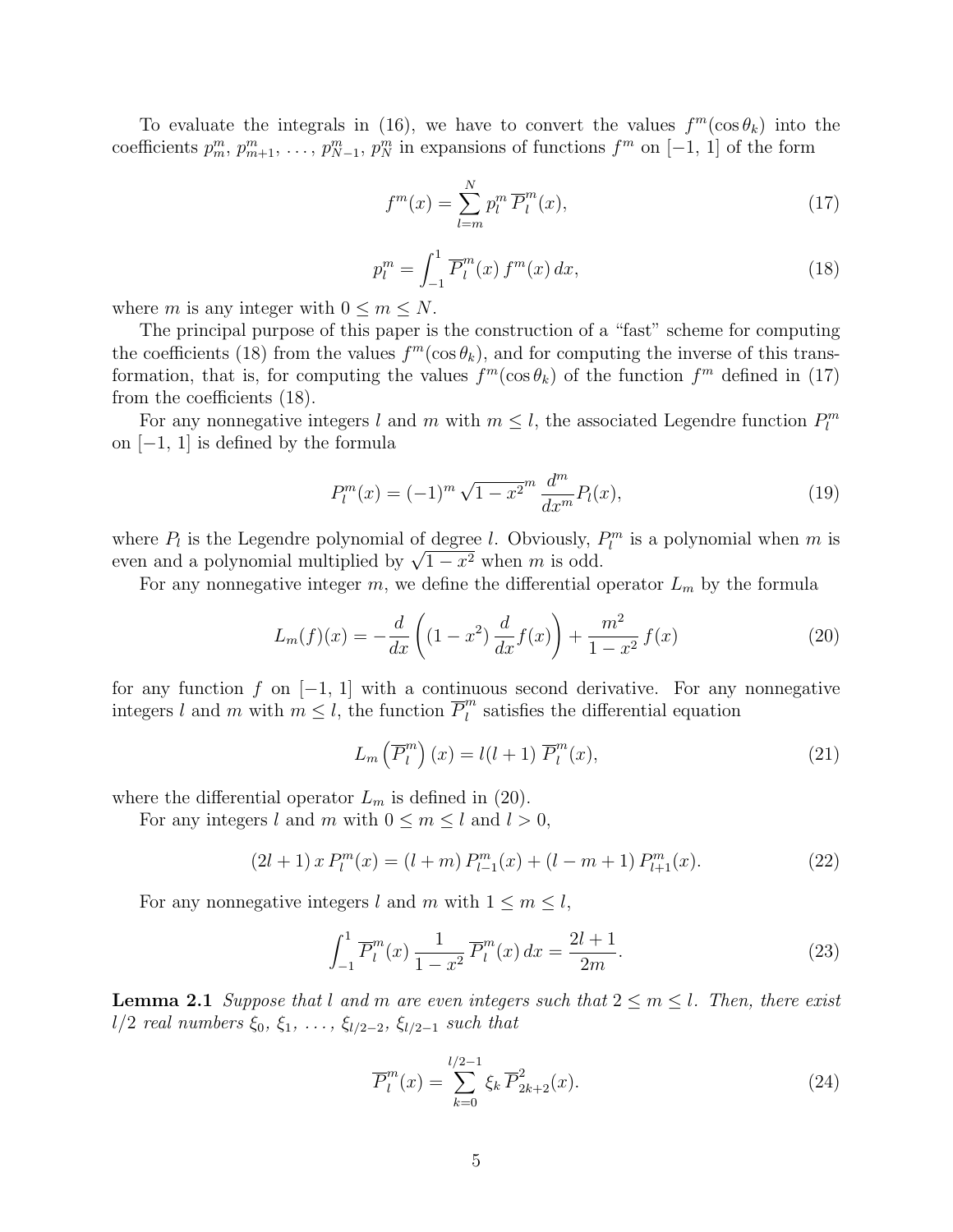To evaluate the integrals in (16), we have to convert the values $f^m(\cos\theta_k)$ into the coefficients $p_m^m$, $p_{m+1}^m$, ..., $p_{N-1}^m$, $p_N^m$ in expansions of functions $f^m$ on $[-1, 1]$ of the form

$$f^m(x) = \sum_{l=m}^{N} p_l^m \, \overline{P}_l^m(x), \tag{17}$$

$$p_l^m = \int_{-1}^{1} \overline{P}_l^m(x) \, f^m(x) \, dx, \tag{18}$$

where $m$ is any integer with $0 \le m \le N$.

The principal purpose of this paper is the construction of a "fast" scheme for computing the coefficients (18) from the values $f^m(\cos\theta_k)$, and for computing the inverse of this transformation, that is, for computing the values $f^m(\cos\theta_k)$ of the function $f^m$ defined in (17) from the coefficients (18).

For any nonnegative integers $l$ and $m$ with $m \le l$, the associated Legendre function $P_l^m$ on $[-1, 1]$ is defined by the formula

$$P_l^m(x) = (-1)^m \sqrt{1-x^2}^{\,m} \, \frac{d^m}{dx^m} P_l(x), \tag{19}$$

where $P_l$ is the Legendre polynomial of degree $l$. Obviously, $P_l^m$ is a polynomial when $m$ is even and a polynomial multiplied by $\sqrt{1-x^2}$ when $m$ is odd.

For any nonnegative integer $m$, we define the differential operator $L_m$ by the formula

$$L_m(f)(x) = -\frac{d}{dx}\left((1-x^2)\,\frac{d}{dx} f(x)\right) + \frac{m^2}{1-x^2}\, f(x) \tag{20}$$

for any function $f$ on $[-1, 1]$ with a continuous second derivative. For any nonnegative integers $l$ and $m$ with $m \le l$, the function $\overline{P}_l^m$ satisfies the differential equation

$$L_m\left(\overline{P}_l^m\right)(x) = l(l+1)\, \overline{P}_l^m(x), \tag{21}$$

where the differential operator $L_m$ is defined in (20).

For any integers $l$ and $m$ with $0 \le m \le l$ and $l > 0$,

$$(2l+1)\, x\, P_l^m(x) = (l+m)\, P_{l-1}^m(x) + (l-m+1)\, P_{l+1}^m(x). \tag{22}$$

For any nonnegative integers $l$ and $m$ with $1 \le m \le l$,

$$\int_{-1}^{1} \overline{P}_l^m(x)\, \frac{1}{1-x^2}\, \overline{P}_l^m(x)\, dx = \frac{2l+1}{2m}. \tag{23}$$

**Lemma 2.1** *Suppose that $l$ and $m$ are even integers such that $2 \le m \le l$. Then, there exist $l/2$ real numbers $\xi_0$, $\xi_1$, ..., $\xi_{l/2-2}$, $\xi_{l/2-1}$ such that*

$$\overline{P}_l^m(x) = \sum_{k=0}^{l/2-1} \xi_k \, \overline{P}_{2k+2}^2(x). \tag{24}$$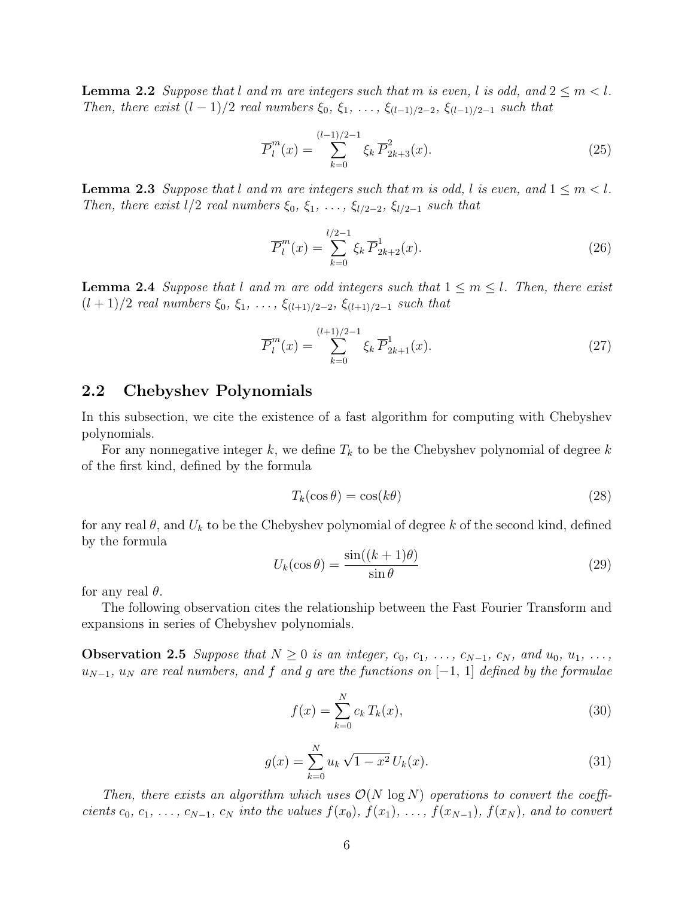**Lemma 2.2** *Suppose that $l$ and $m$ are integers such that $m$ is even, $l$ is odd, and $2 \le m < l$. Then, there exist $(l-1)/2$ real numbers $\xi_0$, $\xi_1$, $\ldots$, $\xi_{(l-1)/2-2}$, $\xi_{(l-1)/2-1}$ such that*

$$\overline{P}_l^m(x) = \sum_{k=0}^{(l-1)/2-1} \xi_k \, \overline{P}_{2k+3}^2(x). \tag{25}$$

**Lemma 2.3** *Suppose that $l$ and $m$ are integers such that $m$ is odd, $l$ is even, and $1 \le m < l$. Then, there exist $l/2$ real numbers $\xi_0$, $\xi_1$, $\ldots$, $\xi_{l/2-2}$, $\xi_{l/2-1}$ such that*

$$\overline{P}_l^m(x) = \sum_{k=0}^{l/2-1} \xi_k \, \overline{P}_{2k+2}^1(x). \tag{26}$$

**Lemma 2.4** *Suppose that $l$ and $m$ are odd integers such that $1 \le m \le l$. Then, there exist $(l+1)/2$ real numbers $\xi_0$, $\xi_1$, $\ldots$, $\xi_{(l+1)/2-2}$, $\xi_{(l+1)/2-1}$ such that*

$$\overline{P}_l^m(x) = \sum_{k=0}^{(l+1)/2-1} \xi_k \, \overline{P}_{2k+1}^1(x). \tag{27}$$

## 2.2 Chebyshev Polynomials

In this subsection, we cite the existence of a fast algorithm for computing with Chebyshev polynomials.

For any nonnegative integer $k$, we define $T_k$ to be the Chebyshev polynomial of degree $k$ of the first kind, defined by the formula

$$T_k(\cos\theta) = \cos(k\theta) \tag{28}$$

for any real $\theta$, and $U_k$ to be the Chebyshev polynomial of degree $k$ of the second kind, defined by the formula

$$U_k(\cos\theta) = \frac{\sin((k+1)\theta)}{\sin\theta} \tag{29}$$

for any real $\theta$.

The following observation cites the relationship between the Fast Fourier Transform and expansions in series of Chebyshev polynomials.

**Observation 2.5** *Suppose that $N \ge 0$ is an integer, $c_0$, $c_1$, $\ldots$, $c_{N-1}$, $c_N$, and $u_0$, $u_1$, $\ldots$, $u_{N-1}$, $u_N$ are real numbers, and $f$ and $g$ are the functions on $[-1, 1]$ defined by the formulae*

$$f(x) = \sum_{k=0}^{N} c_k \, T_k(x), \tag{30}$$

$$g(x) = \sum_{k=0}^{N} u_k \, \sqrt{1-x^2} \, U_k(x). \tag{31}$$

*Then, there exists an algorithm which uses $\mathcal{O}(N \log N)$ operations to convert the coefficients $c_0$, $c_1$, $\ldots$, $c_{N-1}$, $c_N$ into the values $f(x_0)$, $f(x_1)$, $\ldots$, $f(x_{N-1})$, $f(x_N)$, and to convert*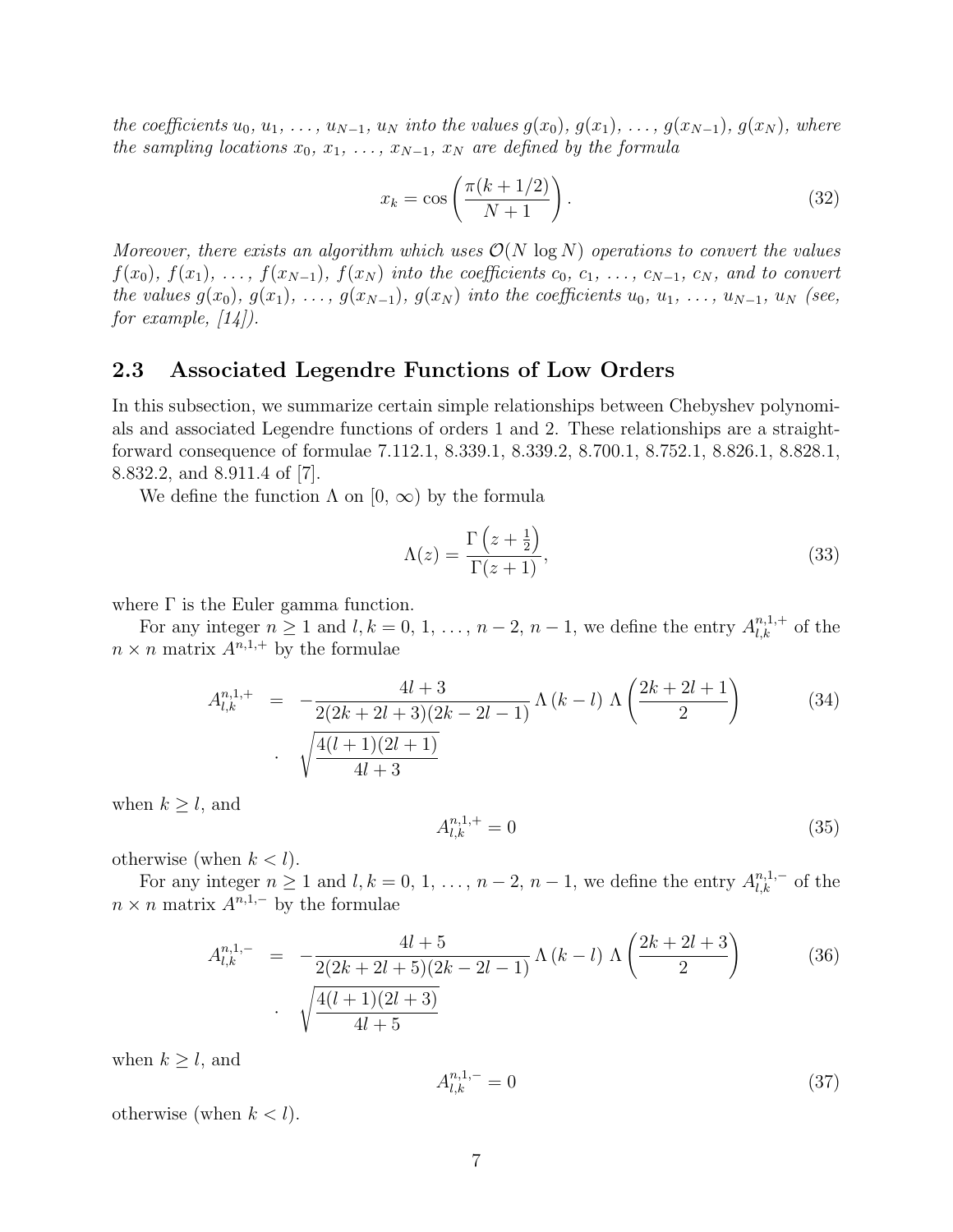*the coefficients $u_0, u_1, \ldots, u_{N-1}, u_N$ into the values $g(x_0), g(x_1), \ldots, g(x_{N-1}), g(x_N)$, where the sampling locations $x_0, x_1, \ldots, x_{N-1}, x_N$ are defined by the formula*

$$x_k = \cos\left(\frac{\pi(k+1/2)}{N+1}\right). \tag{32}$$

*Moreover, there exists an algorithm which uses $\mathcal{O}(N \log N)$ operations to convert the values $f(x_0), f(x_1), \ldots, f(x_{N-1}), f(x_N)$ into the coefficients $c_0, c_1, \ldots, c_{N-1}, c_N$, and to convert the values $g(x_0), g(x_1), \ldots, g(x_{N-1}), g(x_N)$ into the coefficients $u_0, u_1, \ldots, u_{N-1}, u_N$ (see, for example, [14]).*

## 2.3 Associated Legendre Functions of Low Orders

In this subsection, we summarize certain simple relationships between Chebyshev polynomials and associated Legendre functions of orders 1 and 2. These relationships are a straightforward consequence of formulae 7.112.1, 8.339.1, 8.339.2, 8.700.1, 8.752.1, 8.826.1, 8.828.1, 8.832.2, and 8.911.4 of [7].

We define the function $\Lambda$ on $[0, \infty)$ by the formula

$$\Lambda(z) = \frac{\Gamma\left(z+\frac{1}{2}\right)}{\Gamma(z+1)}, \tag{33}$$

where $\Gamma$ is the Euler gamma function.

For any integer $n \geq 1$ and $l, k = 0, 1, \ldots, n-2, n-1$, we define the entry $A^{n,1,+}_{l,k}$ of the $n \times n$ matrix $A^{n,1,+}$ by the formulae

$$\begin{aligned} A^{n,1,+}_{l,k} &= -\frac{4l+3}{2(2k+2l+3)(2k-2l-1)}\,\Lambda\left(k-l\right)\,\Lambda\left(\frac{2k+2l+1}{2}\right) \\ &\quad\cdot\ \sqrt{\frac{4(l+1)(2l+1)}{4l+3}} \end{aligned} \tag{34}$$

when $k \geq l$, and

$$A^{n,1,+}_{l,k} = 0 \tag{35}$$

otherwise (when $k < l$).

For any integer $n \geq 1$ and $l, k = 0, 1, \ldots, n-2, n-1$, we define the entry $A^{n,1,-}_{l,k}$ of the $n \times n$ matrix $A^{n,1,-}$ by the formulae

$$\begin{aligned} A^{n,1,-}_{l,k} &= -\frac{4l+5}{2(2k+2l+5)(2k-2l-1)}\,\Lambda\left(k-l\right)\,\Lambda\left(\frac{2k+2l+3}{2}\right) \\ &\quad\cdot\ \sqrt{\frac{4(l+1)(2l+3)}{4l+5}} \end{aligned} \tag{36}$$

when $k \geq l$, and

$$A^{n,1,-}_{l,k} = 0 \tag{37}$$

otherwise (when $k < l$).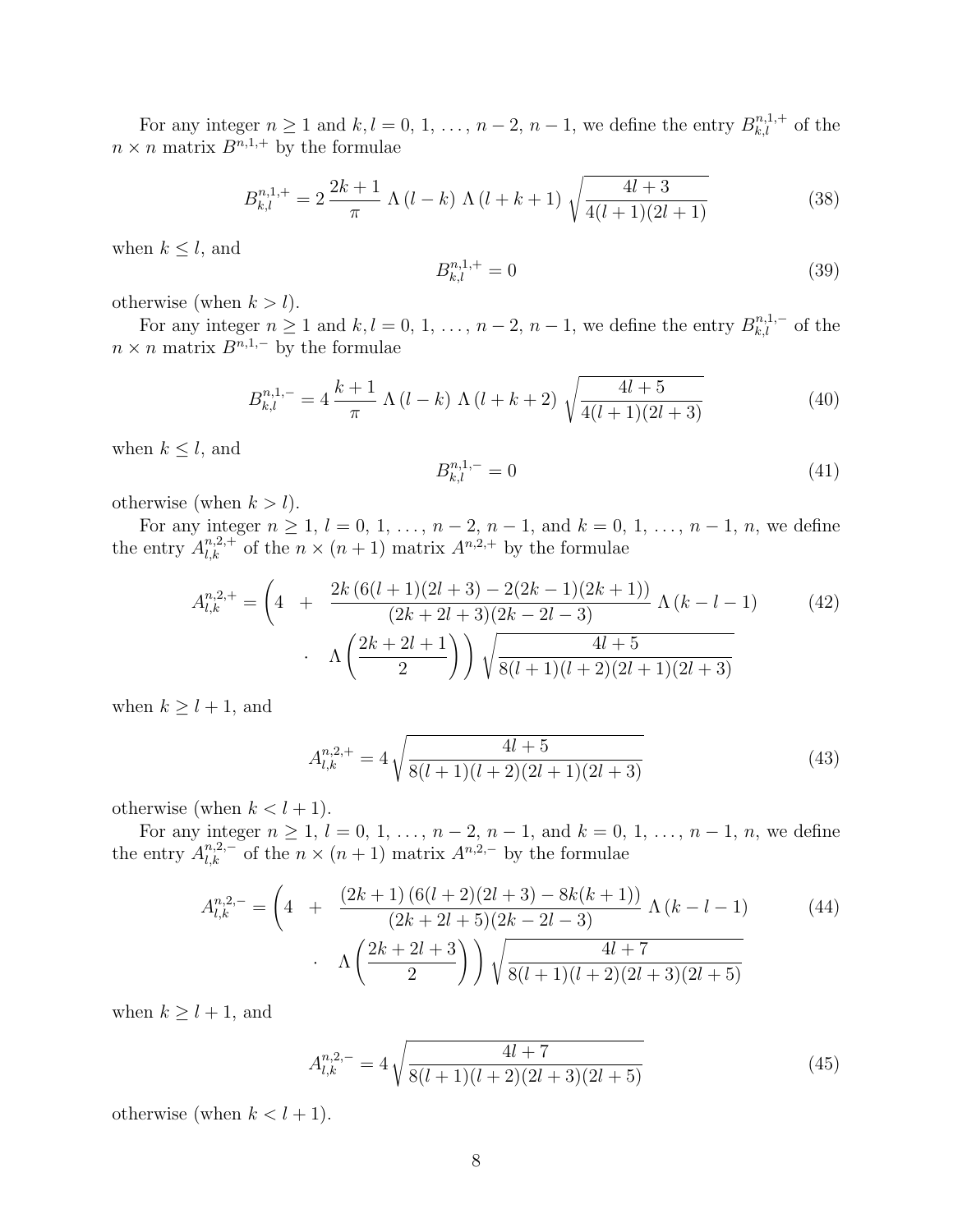For any integer $n \geq 1$ and $k, l = 0, 1, \ldots, n-2, n-1$, we define the entry $B^{n,1,+}_{k,l}$ of the $n \times n$ matrix $B^{n,1,+}$ by the formulae

$$B^{n,1,+}_{k,l} = 2\,\frac{2k+1}{\pi}\;\Lambda\,(l-k)\;\Lambda\,(l+k+1)\;\sqrt{\frac{4l+3}{4(l+1)(2l+1)}} \tag{38}$$

when $k \leq l$, and

$$B^{n,1,+}_{k,l} = 0 \tag{39}$$

otherwise (when $k > l$).

For any integer $n \geq 1$ and $k, l = 0, 1, \ldots, n-2, n-1$, we define the entry $B^{n,1,-}_{k,l}$ of the $n \times n$ matrix $B^{n,1,-}$ by the formulae

$$B^{n,1,-}_{k,l} = 4\,\frac{k+1}{\pi}\;\Lambda\,(l-k)\;\Lambda\,(l+k+2)\;\sqrt{\frac{4l+5}{4(l+1)(2l+3)}} \tag{40}$$

when $k \leq l$, and

$$B^{n,1,-}_{k,l} = 0 \tag{41}$$

otherwise (when $k > l$).

For any integer $n \geq 1$, $l = 0, 1, \ldots, n-2, n-1$, and $k = 0, 1, \ldots, n-1, n$, we define the entry $A^{n,2,+}_{l,k}$ of the $n \times (n+1)$ matrix $A^{n,2,+}$ by the formulae

$$\begin{aligned} A^{n,2,+}_{l,k} = \Bigg(4 \;\;+\;\; & \frac{2k\,(6(l+1)(2l+3) - 2(2k-1)(2k+1))}{(2k+2l+3)(2k-2l-3)}\;\Lambda\,(k-l-1) \\ & \cdot\;\;\Lambda\left(\frac{2k+2l+1}{2}\right)\Bigg)\;\sqrt{\frac{4l+5}{8(l+1)(l+2)(2l+1)(2l+3)}} \end{aligned} \tag{42}$$

when $k \geq l+1$, and

$$A^{n,2,+}_{l,k} = 4\sqrt{\frac{4l+5}{8(l+1)(l+2)(2l+1)(2l+3)}} \tag{43}$$

otherwise (when $k < l+1$).

For any integer $n \geq 1$, $l = 0, 1, \ldots, n-2, n-1$, and $k = 0, 1, \ldots, n-1, n$, we define the entry $A^{n,2,-}_{l,k}$ of the $n \times (n+1)$ matrix $A^{n,2,-}$ by the formulae

$$\begin{aligned} A^{n,2,-}_{l,k} = \Bigg(4 \;\;+\;\; & \frac{(2k+1)\,(6(l+2)(2l+3) - 8k(k+1))}{(2k+2l+5)(2k-2l-3)}\;\Lambda\,(k-l-1) \\ & \cdot\;\;\Lambda\left(\frac{2k+2l+3}{2}\right)\Bigg)\;\sqrt{\frac{4l+7}{8(l+1)(l+2)(2l+3)(2l+5)}} \end{aligned} \tag{44}$$

when $k \geq l+1$, and

$$A^{n,2,-}_{l,k} = 4\sqrt{\frac{4l+7}{8(l+1)(l+2)(2l+3)(2l+5)}} \tag{45}$$

otherwise (when $k < l+1$).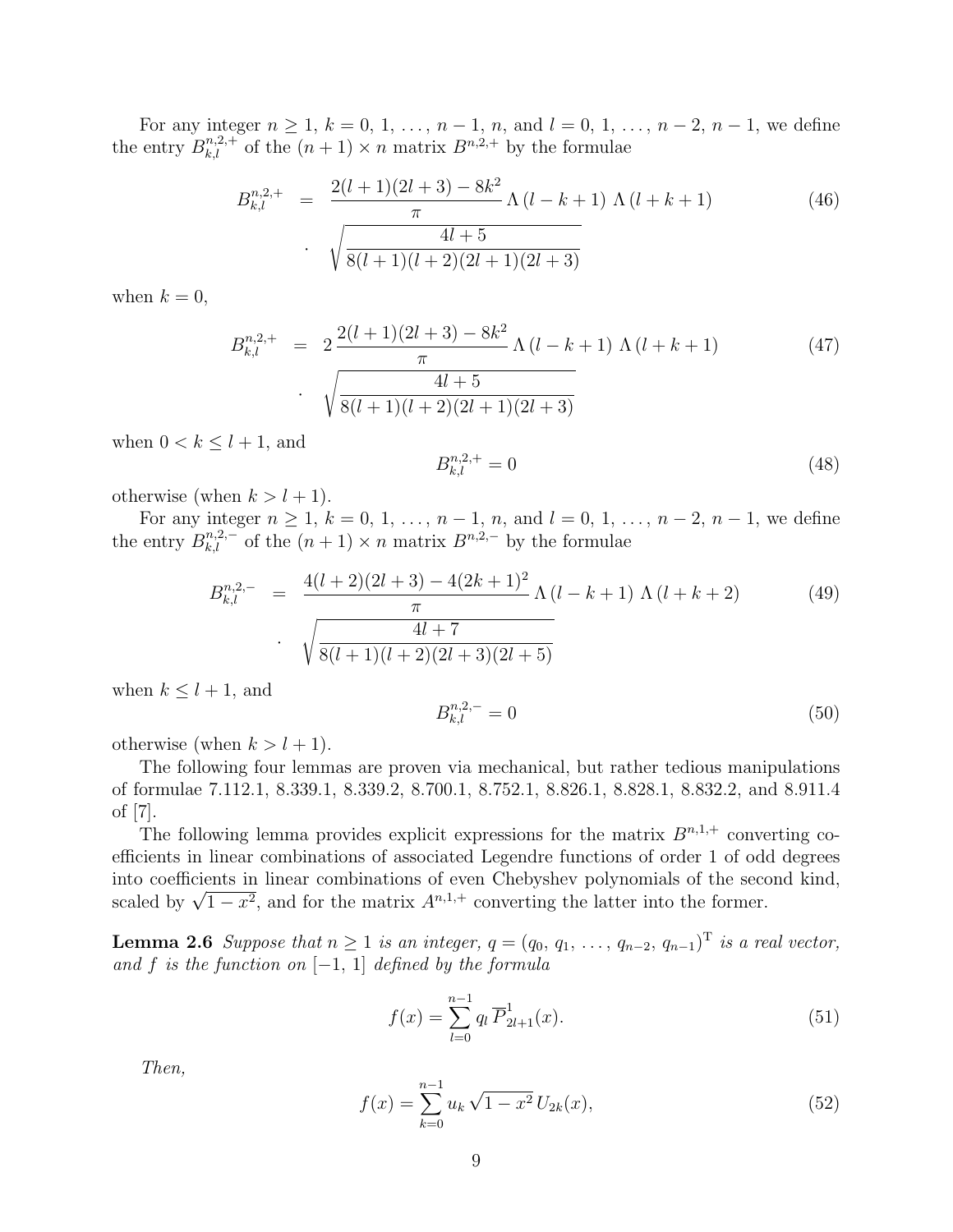For any integer $n \geq 1$, $k = 0, 1, \ldots, n-1, n$, and $l = 0, 1, \ldots, n-2, n-1$, we define the entry $B^{n,2,+}_{k,l}$ of the $(n+1) \times n$ matrix $B^{n,2,+}$ by the formulae

$$
\begin{aligned}
B^{n,2,+}_{k,l} \;&=\; \frac{2(l+1)(2l+3) - 8k^2}{\pi} \, \Lambda\,(l-k+1)\;\Lambda\,(l+k+1) \\
&\quad\cdot\;\sqrt{\frac{4l+5}{8(l+1)(l+2)(2l+1)(2l+3)}}
\end{aligned}
\tag{46}
$$

when $k = 0$,

$$
\begin{aligned}
B^{n,2,+}_{k,l} \;&=\; 2\,\frac{2(l+1)(2l+3) - 8k^2}{\pi} \, \Lambda\,(l-k+1)\;\Lambda\,(l+k+1) \\
&\quad\cdot\;\sqrt{\frac{4l+5}{8(l+1)(l+2)(2l+1)(2l+3)}}
\end{aligned}
\tag{47}
$$

when $0 < k \leq l+1$, and

$$
B^{n,2,+}_{k,l} = 0 \tag{48}
$$

otherwise (when $k > l+1$).

For any integer $n \geq 1$, $k = 0, 1, \ldots, n-1, n$, and $l = 0, 1, \ldots, n-2, n-1$, we define the entry $B^{n,2,-}_{k,l}$ of the $(n+1) \times n$ matrix $B^{n,2,-}$ by the formulae

$$
\begin{aligned}
B^{n,2,-}_{k,l} \;&=\; \frac{4(l+2)(2l+3) - 4(2k+1)^2}{\pi} \, \Lambda\,(l-k+1)\;\Lambda\,(l+k+2) \\
&\quad\cdot\;\sqrt{\frac{4l+7}{8(l+1)(l+2)(2l+3)(2l+5)}}
\end{aligned}
\tag{49}
$$

when $k \leq l+1$, and

$$
B^{n,2,-}_{k,l} = 0 \tag{50}
$$

otherwise (when $k > l+1$).

The following four lemmas are proven via mechanical, but rather tedious manipulations of formulae 7.112.1, 8.339.1, 8.339.2, 8.700.1, 8.752.1, 8.826.1, 8.828.1, 8.832.2, and 8.911.4 of [7].

The following lemma provides explicit expressions for the matrix $B^{n,1,+}$ converting coefficients in linear combinations of associated Legendre functions of order 1 of odd degrees into coefficients in linear combinations of even Chebyshev polynomials of the second kind, scaled by $\sqrt{1-x^2}$, and for the matrix $A^{n,1,+}$ converting the latter into the former.

**Lemma 2.6** *Suppose that $n \geq 1$ is an integer, $q = (q_0, q_1, \ldots, q_{n-2}, q_{n-1})^{\mathrm{T}}$ is a real vector, and $f$ is the function on $[-1, 1]$ defined by the formula*

$$
f(x) = \sum_{l=0}^{n-1} q_l \, \overline{P}^{1}_{2l+1}(x). \tag{51}
$$

*Then,*

$$
f(x) = \sum_{k=0}^{n-1} u_k \sqrt{1-x^2}\, U_{2k}(x), \tag{52}
$$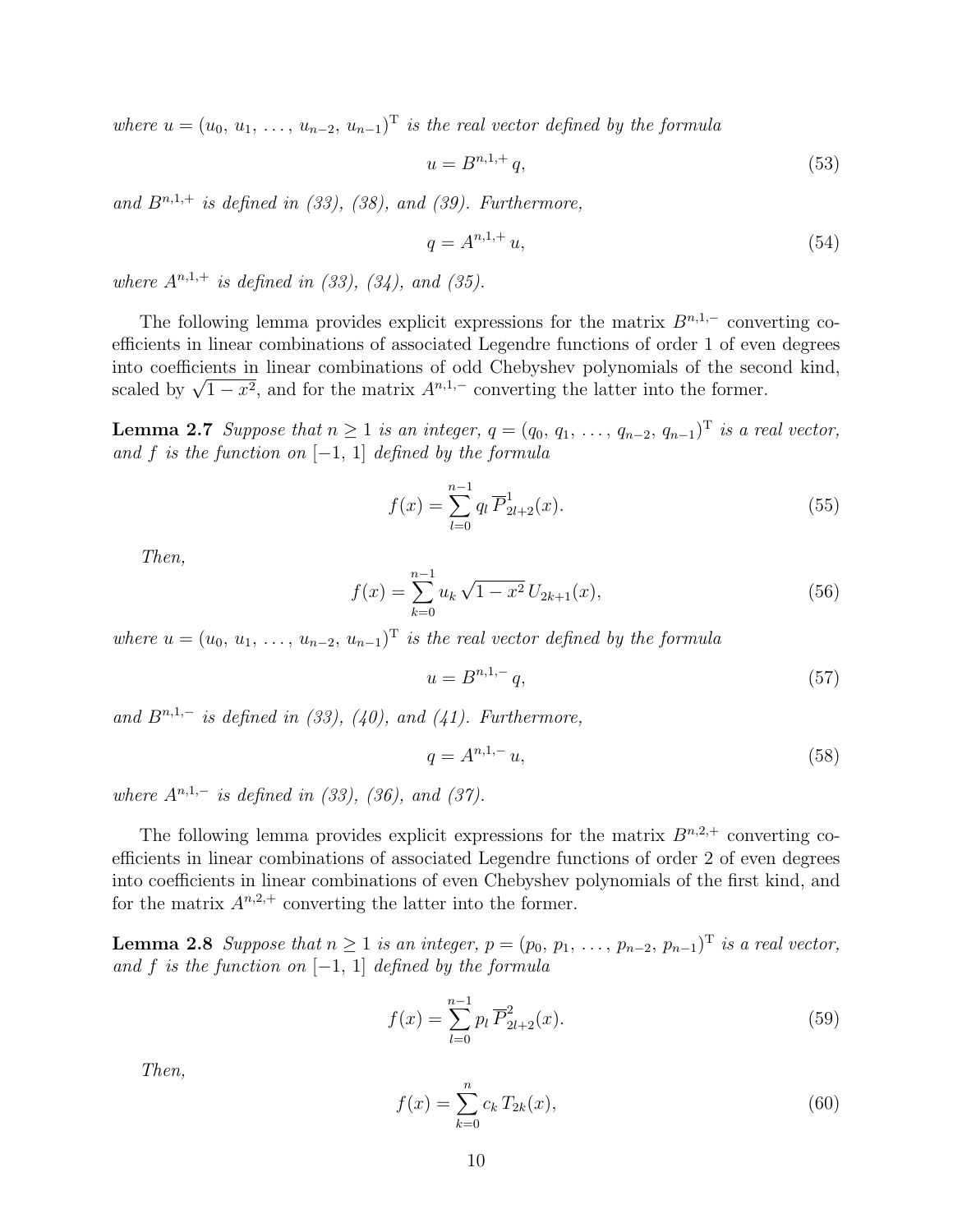*where* $u = (u_0,\, u_1,\, \ldots,\, u_{n-2},\, u_{n-1})^{\mathrm{T}}$ *is the real vector defined by the formula*

$$u = B^{n,1,+}\, q, \tag{53}$$

*and* $B^{n,1,+}$ *is defined in (33), (38), and (39). Furthermore,*

$$q = A^{n,1,+}\, u, \tag{54}$$

*where* $A^{n,1,+}$ *is defined in (33), (34), and (35).*

The following lemma provides explicit expressions for the matrix $B^{n,1,-}$ converting coefficients in linear combinations of associated Legendre functions of order 1 of even degrees into coefficients in linear combinations of odd Chebyshev polynomials of the second kind, scaled by $\sqrt{1-x^2}$, and for the matrix $A^{n,1,-}$ converting the latter into the former.

**Lemma 2.7** *Suppose that* $n \geq 1$ *is an integer,* $q = (q_0,\, q_1,\, \ldots,\, q_{n-2},\, q_{n-1})^{\mathrm{T}}$ *is a real vector, and* $f$ *is the function on* $[-1,\, 1]$ *defined by the formula*

$$f(x) = \sum_{l=0}^{n-1} q_l\, \overline{P}^{1}_{2l+2}(x). \tag{55}$$

*Then,*

$$f(x) = \sum_{k=0}^{n-1} u_k\, \sqrt{1-x^2}\, U_{2k+1}(x), \tag{56}$$

*where* $u = (u_0,\, u_1,\, \ldots,\, u_{n-2},\, u_{n-1})^{\mathrm{T}}$ *is the real vector defined by the formula*

$$u = B^{n,1,-}\, q, \tag{57}$$

*and* $B^{n,1,-}$ *is defined in (33), (40), and (41). Furthermore,*

$$q = A^{n,1,-}\, u, \tag{58}$$

*where* $A^{n,1,-}$ *is defined in (33), (36), and (37).*

The following lemma provides explicit expressions for the matrix $B^{n,2,+}$ converting coefficients in linear combinations of associated Legendre functions of order 2 of even degrees into coefficients in linear combinations of even Chebyshev polynomials of the first kind, and for the matrix $A^{n,2,+}$ converting the latter into the former.

**Lemma 2.8** *Suppose that* $n \geq 1$ *is an integer,* $p = (p_0,\, p_1,\, \ldots,\, p_{n-2},\, p_{n-1})^{\mathrm{T}}$ *is a real vector, and* $f$ *is the function on* $[-1,\, 1]$ *defined by the formula*

$$f(x) = \sum_{l=0}^{n-1} p_l\, \overline{P}^{2}_{2l+2}(x). \tag{59}$$

*Then,*

$$f(x) = \sum_{k=0}^{n} c_k\, T_{2k}(x), \tag{60}$$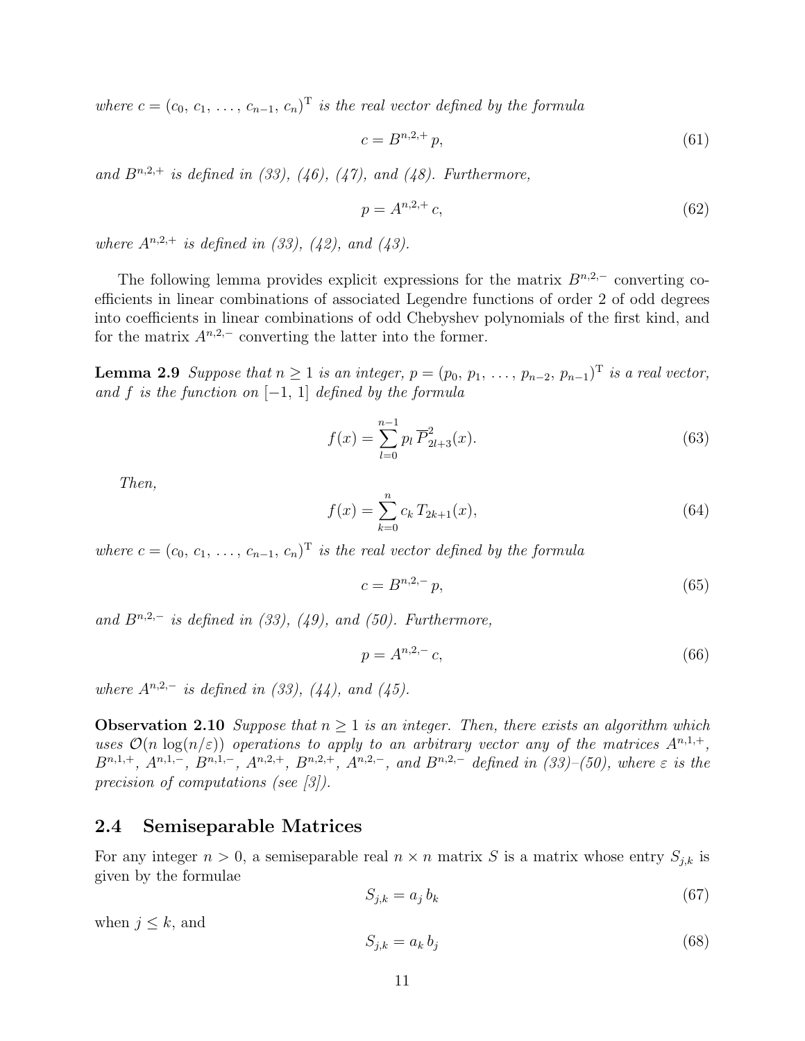*where $c = (c_0,\, c_1,\, \ldots,\, c_{n-1},\, c_n)^{\mathrm{T}}$ is the real vector defined by the formula*

$$c = B^{n,2,+}\, p, \tag{61}$$

*and $B^{n,2,+}$ is defined in (33), (46), (47), and (48). Furthermore,*

$$p = A^{n,2,+}\, c, \tag{62}$$

*where $A^{n,2,+}$ is defined in (33), (42), and (43).*

The following lemma provides explicit expressions for the matrix $B^{n,2,-}$ converting coefficients in linear combinations of associated Legendre functions of order 2 of odd degrees into coefficients in linear combinations of odd Chebyshev polynomials of the first kind, and for the matrix $A^{n,2,-}$ converting the latter into the former.

**Lemma 2.9** *Suppose that $n \geq 1$ is an integer, $p = (p_0,\, p_1,\, \ldots,\, p_{n-2},\, p_{n-1})^{\mathrm{T}}$ is a real vector, and $f$ is the function on $[-1,\, 1]$ defined by the formula*

$$f(x) = \sum_{l=0}^{n-1} p_l\, \overline{P}^{2}_{2l+3}(x). \tag{63}$$

*Then,*

$$f(x) = \sum_{k=0}^{n} c_k\, T_{2k+1}(x), \tag{64}$$

*where $c = (c_0,\, c_1,\, \ldots,\, c_{n-1},\, c_n)^{\mathrm{T}}$ is the real vector defined by the formula*

$$c = B^{n,2,-}\, p, \tag{65}$$

*and $B^{n,2,-}$ is defined in (33), (49), and (50). Furthermore,*

$$p = A^{n,2,-}\, c, \tag{66}$$

*where $A^{n,2,-}$ is defined in (33), (44), and (45).*

**Observation 2.10** *Suppose that $n \geq 1$ is an integer. Then, there exists an algorithm which uses $\mathcal{O}(n \log(n/\varepsilon))$ operations to apply to an arbitrary vector any of the matrices $A^{n,1,+}$, $B^{n,1,+}$, $A^{n,1,-}$, $B^{n,1,-}$, $A^{n,2,+}$, $B^{n,2,+}$, $A^{n,2,-}$, and $B^{n,2,-}$ defined in (33)–(50), where $\varepsilon$ is the precision of computations (see [3]).*

### 2.4 Semiseparable Matrices

For any integer $n > 0$, a semiseparable real $n \times n$ matrix $S$ is a matrix whose entry $S_{j,k}$ is given by the formulae

$$S_{j,k} = a_j\, b_k \tag{67}$$

when $j \leq k$, and

$$S_{j,k} = a_k\, b_j \tag{68}$$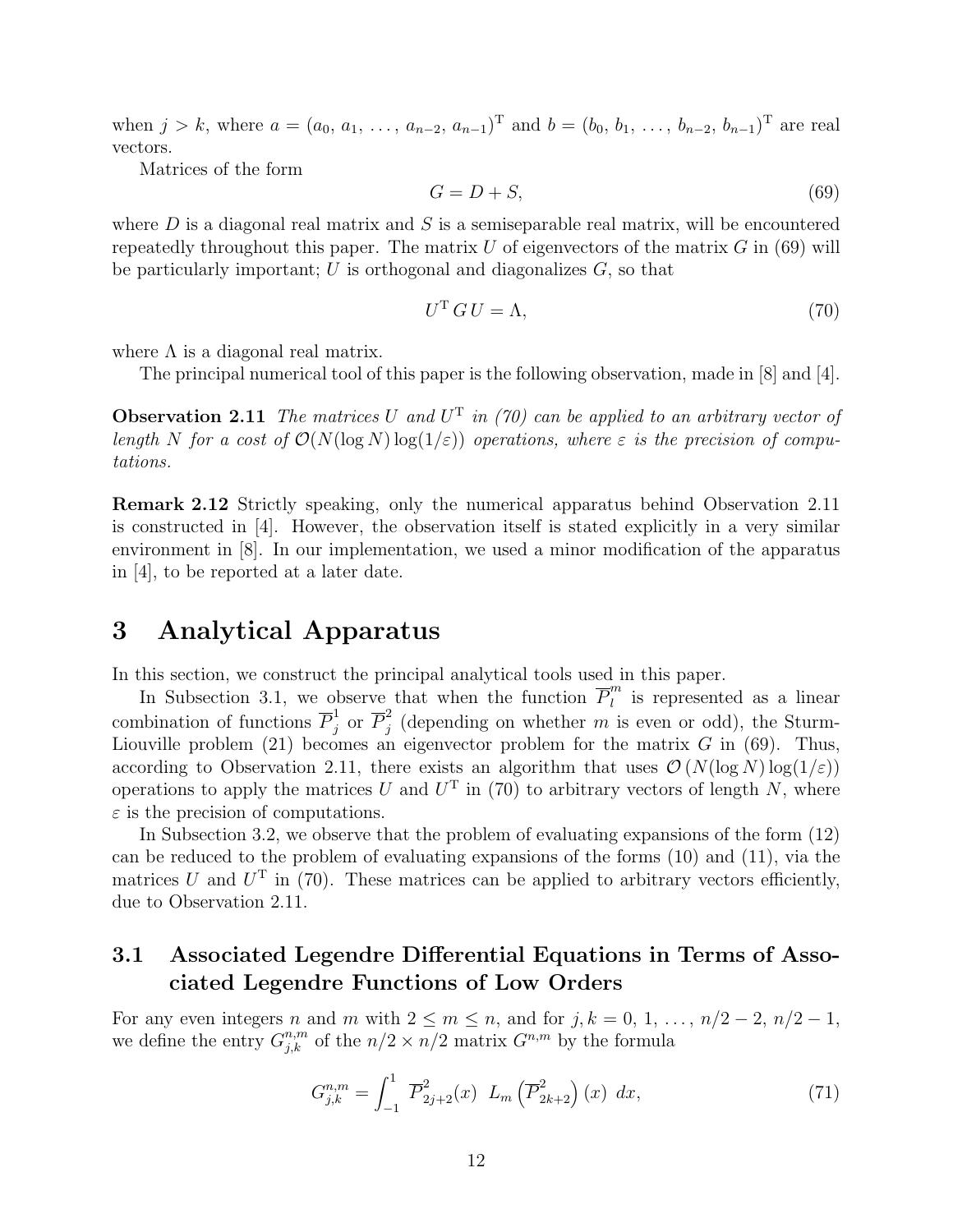when $j > k$, where $a = (a_0, a_1, \ldots, a_{n-2}, a_{n-1})^{\mathrm{T}}$ and $b = (b_0, b_1, \ldots, b_{n-2}, b_{n-1})^{\mathrm{T}}$ are real vectors.

Matrices of the form

$$G = D + S, \tag{69}$$

where $D$ is a diagonal real matrix and $S$ is a semiseparable real matrix, will be encountered repeatedly throughout this paper. The matrix $U$ of eigenvectors of the matrix $G$ in (69) will be particularly important; $U$ is orthogonal and diagonalizes $G$, so that

$$U^{\mathrm{T}}\, G\, U = \Lambda, \tag{70}$$

where $\Lambda$ is a diagonal real matrix.

The principal numerical tool of this paper is the following observation, made in [8] and [4].

**Observation 2.11** *The matrices $U$ and $U^{\mathrm{T}}$ in (70) can be applied to an arbitrary vector of length $N$ for a cost of $\mathcal{O}(N(\log N)\log(1/\varepsilon))$ operations, where $\varepsilon$ is the precision of computations.*

**Remark 2.12** Strictly speaking, only the numerical apparatus behind Observation 2.11 is constructed in [4]. However, the observation itself is stated explicitly in a very similar environment in [8]. In our implementation, we used a minor modification of the apparatus in [4], to be reported at a later date.

# 3 Analytical Apparatus

In this section, we construct the principal analytical tools used in this paper.

In Subsection 3.1, we observe that when the function $\overline{P}_l^m$ is represented as a linear combination of functions $\overline{P}_j^1$ or $\overline{P}_j^2$ (depending on whether $m$ is even or odd), the Sturm-Liouville problem (21) becomes an eigenvector problem for the matrix $G$ in (69). Thus, according to Observation 2.11, there exists an algorithm that uses $\mathcal{O}\left(N(\log N)\log(1/\varepsilon)\right)$ operations to apply the matrices $U$ and $U^{\mathrm{T}}$ in (70) to arbitrary vectors of length $N$, where $\varepsilon$ is the precision of computations.

In Subsection 3.2, we observe that the problem of evaluating expansions of the form (12) can be reduced to the problem of evaluating expansions of the forms (10) and (11), via the matrices $U$ and $U^{\mathrm{T}}$ in (70). These matrices can be applied to arbitrary vectors efficiently, due to Observation 2.11.

## 3.1 Associated Legendre Differential Equations in Terms of Associated Legendre Functions of Low Orders

For any even integers $n$ and $m$ with $2 \le m \le n$, and for $j, k = 0, 1, \ldots, n/2-2, n/2-1$, we define the entry $G_{j,k}^{n,m}$ of the $n/2 \times n/2$ matrix $G^{n,m}$ by the formula

$$G_{j,k}^{n,m} = \int_{-1}^{1} \overline{P}_{2j+2}^2(x)\;\; L_m\left(\overline{P}_{2k+2}^2\right)(x)\;\; dx, \tag{71}$$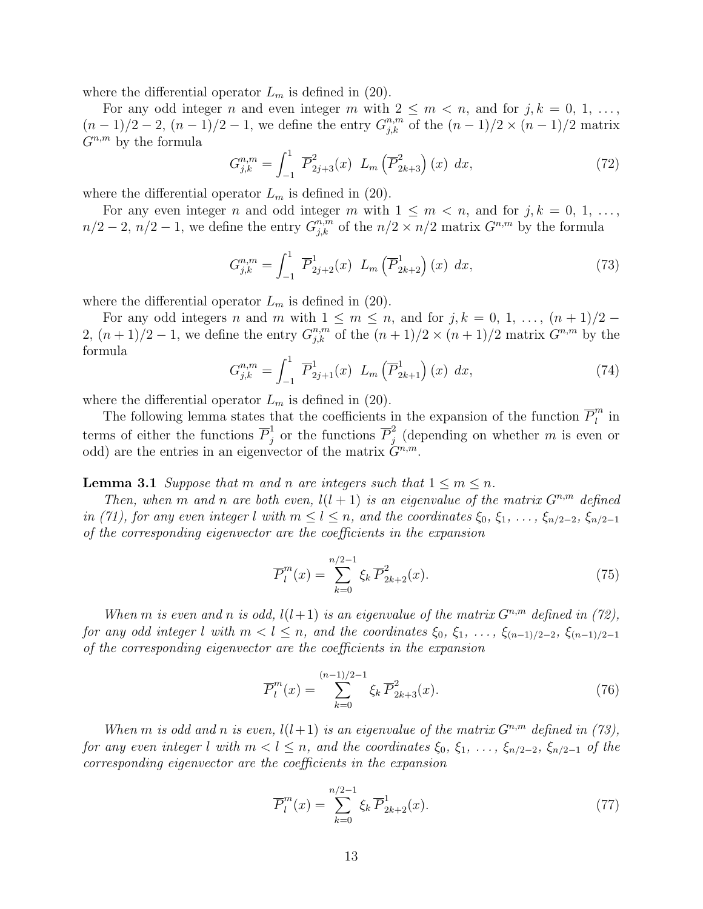where the differential operator $L_m$ is defined in (20).

For any odd integer $n$ and even integer $m$ with $2 \le m < n$, and for $j, k = 0, 1, \ldots, (n-1)/2 - 2, (n-1)/2 - 1$, we define the entry $G^{n,m}_{j,k}$ of the $(n-1)/2 \times (n-1)/2$ matrix $G^{n,m}$ by the formula

$$G^{n,m}_{j,k} = \int_{-1}^{1} \overline{P}^2_{2j+3}(x) \; L_m\left(\overline{P}^2_{2k+3}\right)(x) \; dx, \tag{72}$$

where the differential operator $L_m$ is defined in (20).

For any even integer $n$ and odd integer $m$ with $1 \le m < n$, and for $j, k = 0, 1, \ldots, n/2 - 2, n/2 - 1$, we define the entry $G^{n,m}_{j,k}$ of the $n/2 \times n/2$ matrix $G^{n,m}$ by the formula

$$G^{n,m}_{j,k} = \int_{-1}^{1} \overline{P}^1_{2j+2}(x) \; L_m\left(\overline{P}^1_{2k+2}\right)(x) \; dx, \tag{73}$$

where the differential operator $L_m$ is defined in (20).

For any odd integers $n$ and $m$ with $1 \le m \le n$, and for $j, k = 0, 1, \ldots, (n+1)/2 - 2, (n+1)/2 - 1$, we define the entry $G^{n,m}_{j,k}$ of the $(n+1)/2 \times (n+1)/2$ matrix $G^{n,m}$ by the formula

$$G^{n,m}_{j,k} = \int_{-1}^{1} \overline{P}^1_{2j+1}(x) \; L_m\left(\overline{P}^1_{2k+1}\right)(x) \; dx, \tag{74}$$

where the differential operator $L_m$ is defined in (20).

The following lemma states that the coefficients in the expansion of the function $\overline{P}^m_l$ in terms of either the functions $\overline{P}^1_j$ or the functions $\overline{P}^2_j$ (depending on whether $m$ is even or odd) are the entries in an eigenvector of the matrix $G^{n,m}$.

**Lemma 3.1** *Suppose that $m$ and $n$ are integers such that $1 \le m \le n$.*

*Then, when $m$ and $n$ are both even, $l(l+1)$ is an eigenvalue of the matrix $G^{n,m}$ defined in (71), for any even integer $l$ with $m \le l \le n$, and the coordinates $\xi_0, \xi_1, \ldots, \xi_{n/2-2}, \xi_{n/2-1}$ of the corresponding eigenvector are the coefficients in the expansion*

$$\overline{P}^m_l(x) = \sum_{k=0}^{n/2-1} \xi_k \, \overline{P}^2_{2k+2}(x). \tag{75}$$

*When $m$ is even and $n$ is odd, $l(l+1)$ is an eigenvalue of the matrix $G^{n,m}$ defined in (72), for any odd integer $l$ with $m < l \le n$, and the coordinates $\xi_0, \xi_1, \ldots, \xi_{(n-1)/2-2}, \xi_{(n-1)/2-1}$ of the corresponding eigenvector are the coefficients in the expansion*

$$\overline{P}^m_l(x) = \sum_{k=0}^{(n-1)/2-1} \xi_k \, \overline{P}^2_{2k+3}(x). \tag{76}$$

*When $m$ is odd and $n$ is even, $l(l+1)$ is an eigenvalue of the matrix $G^{n,m}$ defined in (73), for any even integer $l$ with $m < l \le n$, and the coordinates $\xi_0, \xi_1, \ldots, \xi_{n/2-2}, \xi_{n/2-1}$ of the corresponding eigenvector are the coefficients in the expansion*

$$\overline{P}^m_l(x) = \sum_{k=0}^{n/2-1} \xi_k \, \overline{P}^1_{2k+2}(x). \tag{77}$$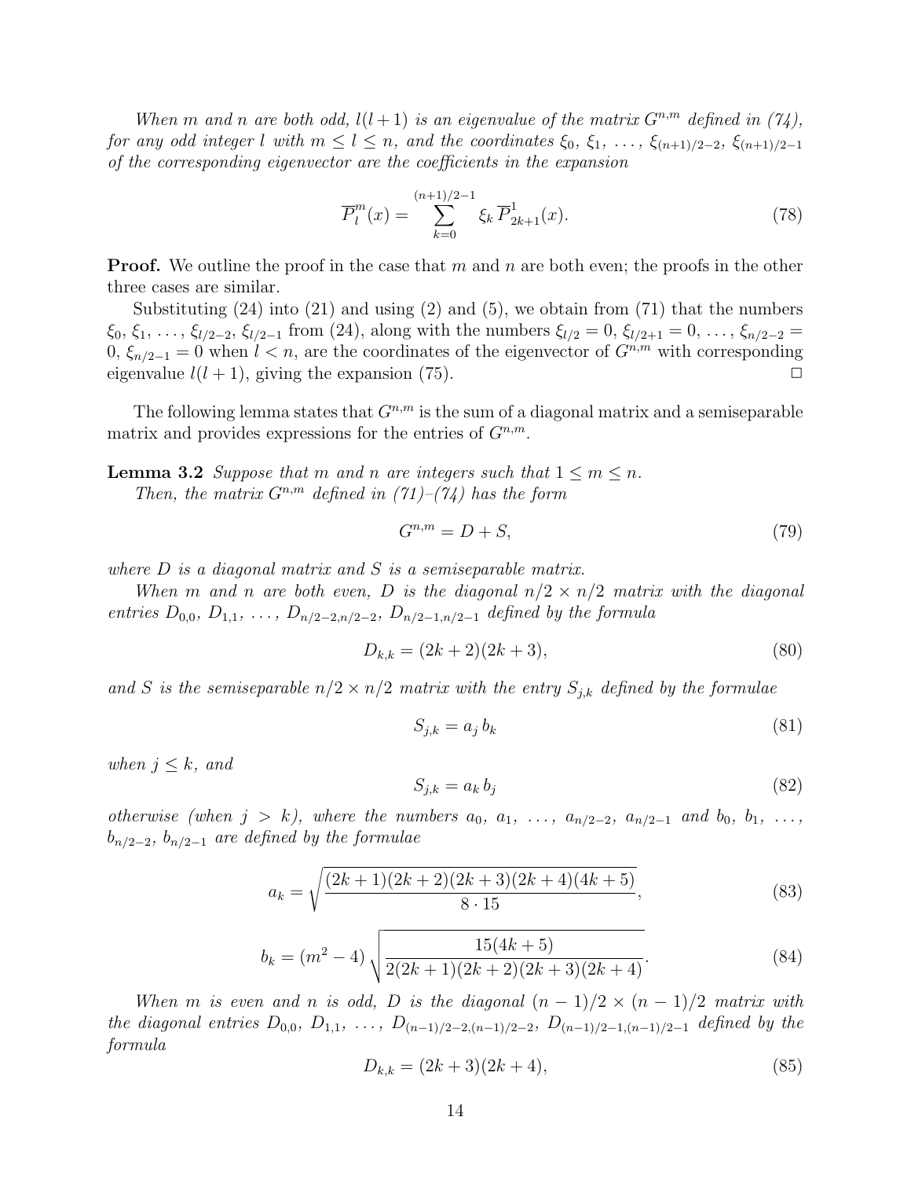*When $m$ and $n$ are both odd, $l(l+1)$ is an eigenvalue of the matrix $G^{n,m}$ defined in (74), for any odd integer $l$ with $m \le l \le n$, and the coordinates $\xi_0$, $\xi_1$, …, $\xi_{(n+1)/2-2}$, $\xi_{(n+1)/2-1}$ of the corresponding eigenvector are the coefficients in the expansion*

$$\overline{P}_l^m(x) = \sum_{k=0}^{(n+1)/2-1} \xi_k \, \overline{P}_{2k+1}^1(x). \tag{78}$$

**Proof.** We outline the proof in the case that $m$ and $n$ are both even; the proofs in the other three cases are similar.

Substituting (24) into (21) and using (2) and (5), we obtain from (71) that the numbers $\xi_0$, $\xi_1$, …, $\xi_{l/2-2}$, $\xi_{l/2-1}$ from (24), along with the numbers $\xi_{l/2} = 0$, $\xi_{l/2+1} = 0$, …, $\xi_{n/2-2} = 0$, $\xi_{n/2-1} = 0$ when $l < n$, are the coordinates of the eigenvector of $G^{n,m}$ with corresponding eigenvalue $l(l+1)$, giving the expansion (75). □

The following lemma states that $G^{n,m}$ is the sum of a diagonal matrix and a semiseparable matrix and provides expressions for the entries of $G^{n,m}$.

**Lemma 3.2** *Suppose that $m$ and $n$ are integers such that $1 \le m \le n$.*

*Then, the matrix $G^{n,m}$ defined in (71)–(74) has the form*

$$G^{n,m} = D + S, \tag{79}$$

*where $D$ is a diagonal matrix and $S$ is a semiseparable matrix.*

*When $m$ and $n$ are both even, $D$ is the diagonal $n/2 \times n/2$ matrix with the diagonal entries $D_{0,0}$, $D_{1,1}$, …, $D_{n/2-2,n/2-2}$, $D_{n/2-1,n/2-1}$ defined by the formula*

$$D_{k,k} = (2k+2)(2k+3), \tag{80}$$

*and $S$ is the semiseparable $n/2 \times n/2$ matrix with the entry $S_{j,k}$ defined by the formulae*

$$S_{j,k} = a_j \, b_k \tag{81}$$

*when $j \le k$, and*

$$S_{j,k} = a_k \, b_j \tag{82}$$

*otherwise (when $j > k$), where the numbers $a_0$, $a_1$, …, $a_{n/2-2}$, $a_{n/2-1}$ and $b_0$, $b_1$, …, $b_{n/2-2}$, $b_{n/2-1}$ are defined by the formulae*

$$a_k = \sqrt{\frac{(2k+1)(2k+2)(2k+3)(2k+4)(4k+5)}{8 \cdot 15}}, \tag{83}$$

$$b_k = (m^2 - 4) \sqrt{\frac{15(4k+5)}{2(2k+1)(2k+2)(2k+3)(2k+4)}}. \tag{84}$$

*When $m$ is even and $n$ is odd, $D$ is the diagonal $(n-1)/2 \times (n-1)/2$ matrix with the diagonal entries $D_{0,0}$, $D_{1,1}$, …, $D_{(n-1)/2-2,(n-1)/2-2}$, $D_{(n-1)/2-1,(n-1)/2-1}$ defined by the formula*

$$D_{k,k} = (2k+3)(2k+4), \tag{85}$$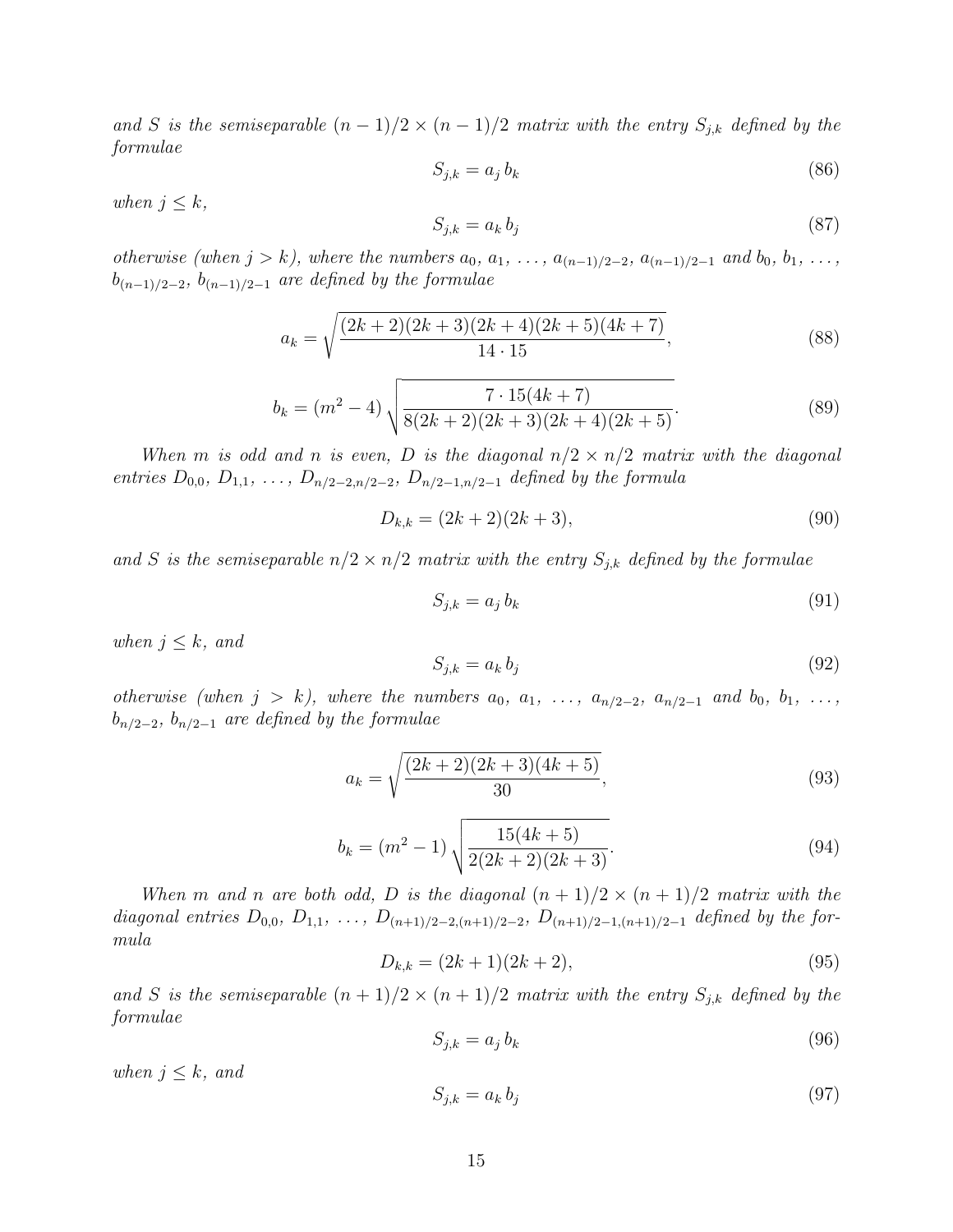*and $S$ is the semiseparable $(n-1)/2 \times (n-1)/2$ matrix with the entry $S_{j,k}$ defined by the formulae*

$$S_{j,k} = a_j \, b_k \tag{86}$$

*when $j \le k$,*

$$S_{j,k} = a_k \, b_j \tag{87}$$

*otherwise (when $j > k$), where the numbers $a_0$, $a_1$, $\dots$, $a_{(n-1)/2-2}$, $a_{(n-1)/2-1}$ and $b_0$, $b_1$, $\dots$, $b_{(n-1)/2-2}$, $b_{(n-1)/2-1}$ are defined by the formulae*

$$a_k = \sqrt{\frac{(2k+2)(2k+3)(2k+4)(2k+5)(4k+7)}{14 \cdot 15}}, \tag{88}$$

$$b_k = (m^2 - 4) \sqrt{\frac{7 \cdot 15(4k+7)}{8(2k+2)(2k+3)(2k+4)(2k+5)}}. \tag{89}$$

*When $m$ is odd and $n$ is even, $D$ is the diagonal $n/2 \times n/2$ matrix with the diagonal entries $D_{0,0}$, $D_{1,1}$, $\dots$, $D_{n/2-2,n/2-2}$, $D_{n/2-1,n/2-1}$ defined by the formula*

$$D_{k,k} = (2k+2)(2k+3), \tag{90}$$

*and $S$ is the semiseparable $n/2 \times n/2$ matrix with the entry $S_{j,k}$ defined by the formulae*

$$S_{j,k} = a_j \, b_k \tag{91}$$

*when $j \le k$, and*

$$S_{j,k} = a_k \, b_j \tag{92}$$

*otherwise (when $j > k$), where the numbers $a_0$, $a_1$, $\dots$, $a_{n/2-2}$, $a_{n/2-1}$ and $b_0$, $b_1$, $\dots$, $b_{n/2-2}$, $b_{n/2-1}$ are defined by the formulae*

$$a_k = \sqrt{\frac{(2k+2)(2k+3)(4k+5)}{30}}, \tag{93}$$

$$b_k = (m^2 - 1) \sqrt{\frac{15(4k+5)}{2(2k+2)(2k+3)}}. \tag{94}$$

*When $m$ and $n$ are both odd, $D$ is the diagonal $(n+1)/2 \times (n+1)/2$ matrix with the diagonal entries $D_{0,0}$, $D_{1,1}$, $\dots$, $D_{(n+1)/2-2,(n+1)/2-2}$, $D_{(n+1)/2-1,(n+1)/2-1}$ defined by the formula*

$$D_{k,k} = (2k+1)(2k+2), \tag{95}$$

*and $S$ is the semiseparable $(n+1)/2 \times (n+1)/2$ matrix with the entry $S_{j,k}$ defined by the formulae*

$$S_{j,k} = a_j \, b_k \tag{96}$$

*when $j \le k$, and*

$$S_{j,k} = a_k \, b_j \tag{97}$$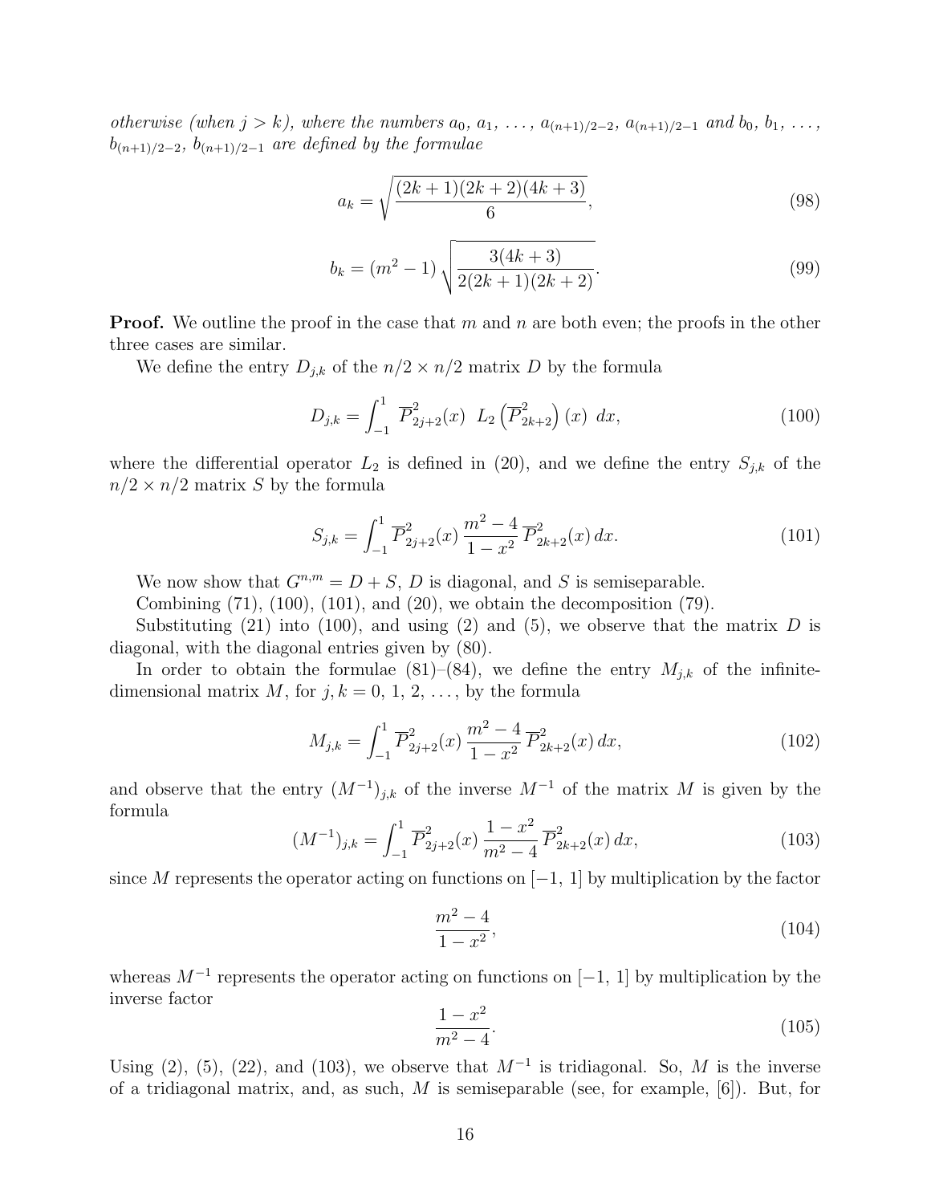*otherwise (when $j > k$), where the numbers $a_0$, $a_1$, ..., $a_{(n+1)/2-2}$, $a_{(n+1)/2-1}$ and $b_0$, $b_1$, ..., $b_{(n+1)/2-2}$, $b_{(n+1)/2-1}$ are defined by the formulae*

$$a_k = \sqrt{\frac{(2k+1)(2k+2)(4k+3)}{6}}, \tag{98}$$

$$b_k = (m^2 - 1)\sqrt{\frac{3(4k+3)}{2(2k+1)(2k+2)}}. \tag{99}$$

**Proof.** We outline the proof in the case that $m$ and $n$ are both even; the proofs in the other three cases are similar.

We define the entry $D_{j,k}$ of the $n/2 \times n/2$ matrix $D$ by the formula

$$D_{j,k} = \int_{-1}^{1} \overline{P}^2_{2j+2}(x) \;\; L_2\left(\overline{P}^2_{2k+2}\right)(x) \;\, dx, \tag{100}$$

where the differential operator $L_2$ is defined in (20), and we define the entry $S_{j,k}$ of the $n/2 \times n/2$ matrix $S$ by the formula

$$S_{j,k} = \int_{-1}^{1} \overline{P}^2_{2j+2}(x) \, \frac{m^2 - 4}{1 - x^2} \, \overline{P}^2_{2k+2}(x) \, dx. \tag{101}$$

We now show that $G^{n,m} = D + S$, $D$ is diagonal, and $S$ is semiseparable.

Combining (71), (100), (101), and (20), we obtain the decomposition (79).

Substituting (21) into (100), and using (2) and (5), we observe that the matrix $D$ is diagonal, with the diagonal entries given by (80).

In order to obtain the formulae (81)–(84), we define the entry $M_{j,k}$ of the infinite-dimensional matrix $M$, for $j, k = 0, 1, 2, \ldots$, by the formula

$$M_{j,k} = \int_{-1}^{1} \overline{P}^2_{2j+2}(x) \, \frac{m^2 - 4}{1 - x^2} \, \overline{P}^2_{2k+2}(x) \, dx, \tag{102}$$

and observe that the entry $(M^{-1})_{j,k}$ of the inverse $M^{-1}$ of the matrix $M$ is given by the formula

$$(M^{-1})_{j,k} = \int_{-1}^{1} \overline{P}^2_{2j+2}(x) \, \frac{1 - x^2}{m^2 - 4} \, \overline{P}^2_{2k+2}(x) \, dx, \tag{103}$$

since $M$ represents the operator acting on functions on $[-1, 1]$ by multiplication by the factor

$$\frac{m^2 - 4}{1 - x^2}, \tag{104}$$

whereas $M^{-1}$ represents the operator acting on functions on $[-1, 1]$ by multiplication by the inverse factor

$$\frac{1 - x^2}{m^2 - 4}. \tag{105}$$

Using (2), (5), (22), and (103), we observe that $M^{-1}$ is tridiagonal. So, $M$ is the inverse of a tridiagonal matrix, and, as such, $M$ is semiseparable (see, for example, [6]). But, for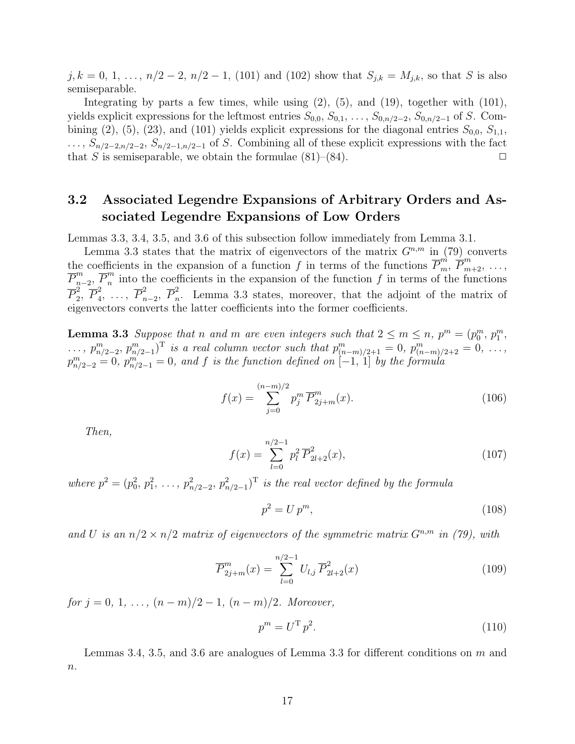$j, k = 0, 1, \ldots, n/2-2, n/2-1$, (101) and (102) show that $S_{j,k} = M_{j,k}$, so that $S$ is also semiseparable.

Integrating by parts a few times, while using (2), (5), and (19), together with (101), yields explicit expressions for the leftmost entries $S_{0,0}, S_{0,1}, \ldots, S_{0,n/2-2}, S_{0,n/2-1}$ of $S$. Combining (2), (5), (23), and (101) yields explicit expressions for the diagonal entries $S_{0,0}, S_{1,1}, \ldots, S_{n/2-2,n/2-2}, S_{n/2-1,n/2-1}$ of $S$. Combining all of these explicit expressions with the fact that $S$ is semiseparable, we obtain the formulae (81)–(84). □

## 3.2 Associated Legendre Expansions of Arbitrary Orders and Associated Legendre Expansions of Low Orders

Lemmas 3.3, 3.4, 3.5, and 3.6 of this subsection follow immediately from Lemma 3.1.

Lemma 3.3 states that the matrix of eigenvectors of the matrix $G^{n,m}$ in (79) converts the coefficients in the expansion of a function $f$ in terms of the functions $\overline{P}^m_m, \overline{P}^m_{m+2}, \ldots, \overline{P}^m_{n-2}, \overline{P}^m_n$ into the coefficients in the expansion of the function $f$ in terms of the functions $\overline{P}^2_2, \overline{P}^2_4, \ldots, \overline{P}^2_{n-2}, \overline{P}^2_n$. Lemma 3.3 states, moreover, that the adjoint of the matrix of eigenvectors converts the latter coefficients into the former coefficients.

**Lemma 3.3** *Suppose that $n$ and $m$ are even integers such that $2 \le m \le n$, $p^m = (p^m_0, p^m_1, \ldots, p^m_{n/2-2}, p^m_{n/2-1})^{\mathrm{T}}$ is a real column vector such that $p^m_{(n-m)/2+1} = 0$, $p^m_{(n-m)/2+2} = 0, \ldots, p^m_{n/2-2} = 0$, $p^m_{n/2-1} = 0$, and $f$ is the function defined on $[-1, 1]$ by the formula*

$$f(x) = \sum_{j=0}^{(n-m)/2} p^m_j \, \overline{P}^m_{2j+m}(x). \tag{106}$$

*Then,*

$$f(x) = \sum_{l=0}^{n/2-1} p^2_l \, \overline{P}^2_{2l+2}(x), \tag{107}$$

*where $p^2 = (p^2_0, p^2_1, \ldots, p^2_{n/2-2}, p^2_{n/2-1})^{\mathrm{T}}$ is the real vector defined by the formula*

$$p^2 = U \, p^m, \tag{108}$$

*and $U$ is an $n/2 \times n/2$ matrix of eigenvectors of the symmetric matrix $G^{n,m}$ in (79), with*

$$\overline{P}^m_{2j+m}(x) = \sum_{l=0}^{n/2-1} U_{l,j} \, \overline{P}^2_{2l+2}(x) \tag{109}$$

*for $j = 0, 1, \ldots, (n-m)/2-1, (n-m)/2$. Moreover,*

$$p^m = U^{\mathrm{T}} \, p^2. \tag{110}$$

Lemmas 3.4, 3.5, and 3.6 are analogues of Lemma 3.3 for different conditions on $m$ and $n$.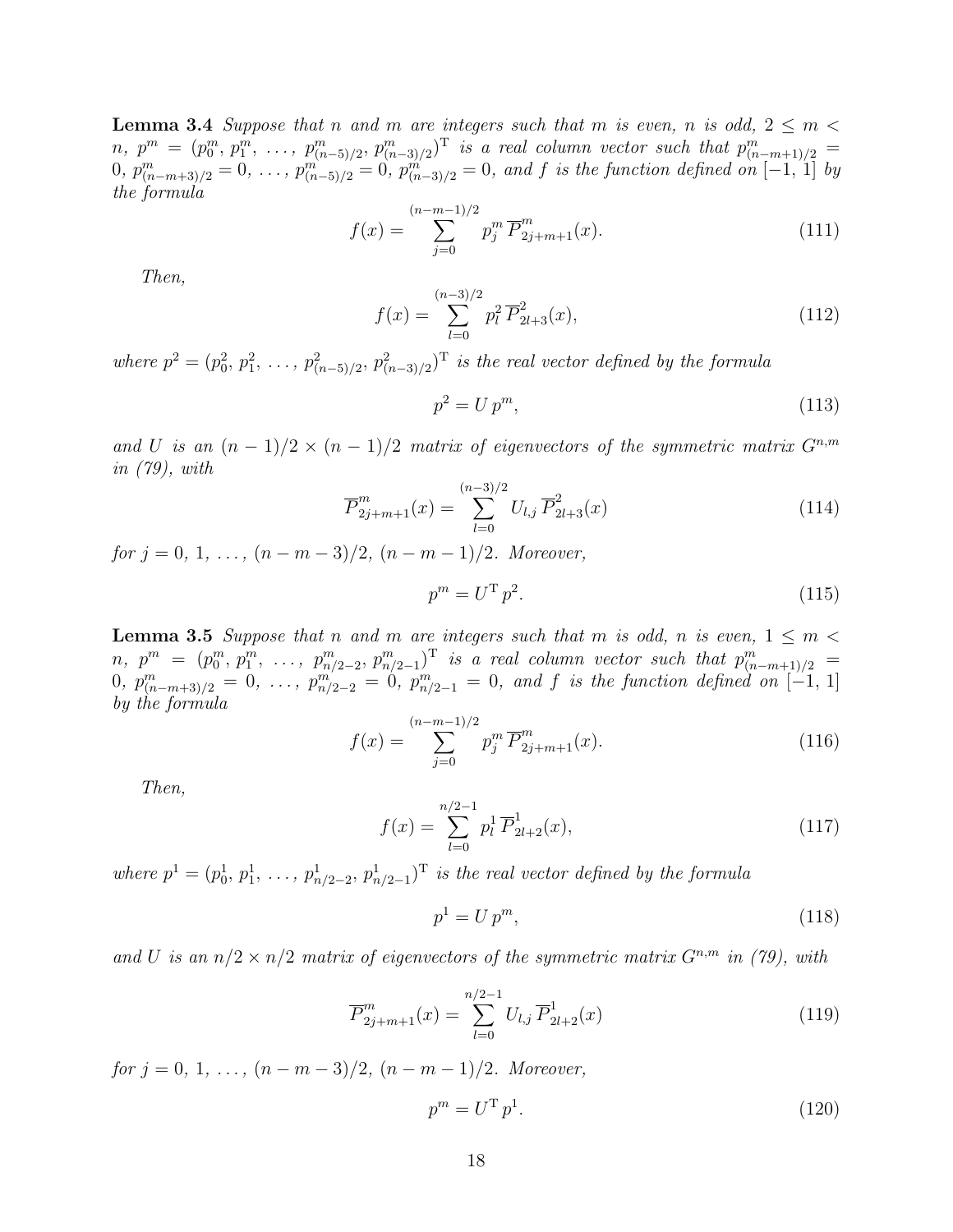**Lemma 3.4** *Suppose that $n$ and $m$ are integers such that $m$ is even, $n$ is odd, $2 \le m < n$, $p^m = (p_0^m, p_1^m, \ldots, p_{(n-5)/2}^m, p_{(n-3)/2}^m)^{\mathrm{T}}$ is a real column vector such that $p_{(n-m+1)/2}^m = 0$, $p_{(n-m+3)/2}^m = 0, \ldots, p_{(n-5)/2}^m = 0$, $p_{(n-3)/2}^m = 0$, and $f$ is the function defined on $[-1, 1]$ by the formula*

$$f(x) = \sum_{j=0}^{(n-m-1)/2} p_j^m \, \overline{P}_{2j+m+1}^m(x). \tag{111}$$

*Then,*

$$f(x) = \sum_{l=0}^{(n-3)/2} p_l^2 \, \overline{P}_{2l+3}^2(x), \tag{112}$$

*where $p^2 = (p_0^2, p_1^2, \ldots, p_{(n-5)/2}^2, p_{(n-3)/2}^2)^{\mathrm{T}}$ is the real vector defined by the formula*

$$p^2 = U \, p^m, \tag{113}$$

*and $U$ is an $(n-1)/2 \times (n-1)/2$ matrix of eigenvectors of the symmetric matrix $G^{n,m}$ in (79), with*

$$\overline{P}_{2j+m+1}^m(x) = \sum_{l=0}^{(n-3)/2} U_{l,j} \, \overline{P}_{2l+3}^2(x) \tag{114}$$

*for $j = 0, 1, \ldots, (n-m-3)/2, (n-m-1)/2$. Moreover,*

$$p^m = U^{\mathrm{T}} \, p^2. \tag{115}$$

**Lemma 3.5** *Suppose that $n$ and $m$ are integers such that $m$ is odd, $n$ is even, $1 \le m < n$, $p^m = (p_0^m, p_1^m, \ldots, p_{n/2-2}^m, p_{n/2-1}^m)^{\mathrm{T}}$ is a real column vector such that $p_{(n-m+1)/2}^m = 0$, $p_{(n-m+3)/2}^m = 0, \ldots, p_{n/2-2}^m = 0$, $p_{n/2-1}^m = 0$, and $f$ is the function defined on $[-1, 1]$ by the formula*

$$f(x) = \sum_{j=0}^{(n-m-1)/2} p_j^m \, \overline{P}_{2j+m+1}^m(x). \tag{116}$$

*Then,*

$$f(x) = \sum_{l=0}^{n/2-1} p_l^1 \, \overline{P}_{2l+2}^1(x), \tag{117}$$

*where $p^1 = (p_0^1, p_1^1, \ldots, p_{n/2-2}^1, p_{n/2-1}^1)^{\mathrm{T}}$ is the real vector defined by the formula*

$$p^1 = U \, p^m, \tag{118}$$

*and $U$ is an $n/2 \times n/2$ matrix of eigenvectors of the symmetric matrix $G^{n,m}$ in (79), with*

$$\overline{P}_{2j+m+1}^m(x) = \sum_{l=0}^{n/2-1} U_{l,j} \, \overline{P}_{2l+2}^1(x) \tag{119}$$

*for $j = 0, 1, \ldots, (n-m-3)/2, (n-m-1)/2$. Moreover,*

$$p^m = U^{\mathrm{T}} \, p^1. \tag{120}$$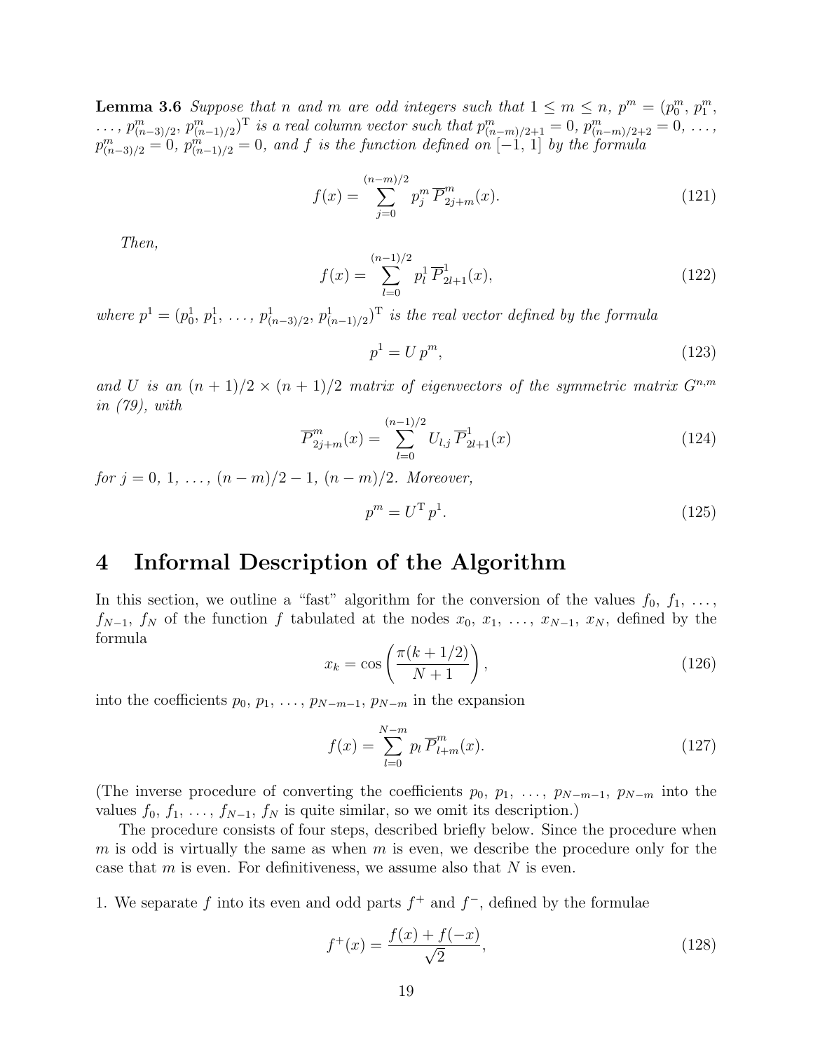**Lemma 3.6** *Suppose that $n$ and $m$ are odd integers such that $1 \le m \le n$, $p^m = (p^m_0, p^m_1, \ldots, p^m_{(n-3)/2}, p^m_{(n-1)/2})^{\mathrm{T}}$ is a real column vector such that $p^m_{(n-m)/2+1} = 0$, $p^m_{(n-m)/2+2} = 0$, $\ldots$, $p^m_{(n-3)/2} = 0$, $p^m_{(n-1)/2} = 0$, and $f$ is the function defined on $[-1, 1]$ by the formula*

$$f(x) = \sum_{j=0}^{(n-m)/2} p^m_j \, \overline{P}^m_{2j+m}(x). \tag{121}$$

*Then,*

$$f(x) = \sum_{l=0}^{(n-1)/2} p^1_l \, \overline{P}^1_{2l+1}(x), \tag{122}$$

*where $p^1 = (p^1_0, p^1_1, \ldots, p^1_{(n-3)/2}, p^1_{(n-1)/2})^{\mathrm{T}}$ is the real vector defined by the formula*

$$p^1 = U \, p^m, \tag{123}$$

*and $U$ is an $(n+1)/2 \times (n+1)/2$ matrix of eigenvectors of the symmetric matrix $G^{n,m}$ in (79), with*

$$\overline{P}^m_{2j+m}(x) = \sum_{l=0}^{(n-1)/2} U_{l,j} \, \overline{P}^1_{2l+1}(x) \tag{124}$$

*for $j = 0, 1, \ldots, (n-m)/2 - 1, (n-m)/2$. Moreover,*

$$p^m = U^{\mathrm{T}} \, p^1. \tag{125}$$

# 4 Informal Description of the Algorithm

In this section, we outline a "fast" algorithm for the conversion of the values $f_0, f_1, \ldots, f_{N-1}, f_N$ of the function $f$ tabulated at the nodes $x_0, x_1, \ldots, x_{N-1}, x_N$, defined by the formula

$$x_k = \cos\left(\frac{\pi(k + 1/2)}{N+1}\right), \tag{126}$$

into the coefficients $p_0, p_1, \ldots, p_{N-m-1}, p_{N-m}$ in the expansion

$$f(x) = \sum_{l=0}^{N-m} p_l \, \overline{P}^m_{l+m}(x). \tag{127}$$

(The inverse procedure of converting the coefficients $p_0, p_1, \ldots, p_{N-m-1}, p_{N-m}$ into the values $f_0, f_1, \ldots, f_{N-1}, f_N$ is quite similar, so we omit its description.)

The procedure consists of four steps, described briefly below. Since the procedure when $m$ is odd is virtually the same as when $m$ is even, we describe the procedure only for the case that $m$ is even. For definitiveness, we assume also that $N$ is even.

1. We separate $f$ into its even and odd parts $f^+$ and $f^-$, defined by the formulae

$$f^+(x) = \frac{f(x) + f(-x)}{\sqrt{2}}, \tag{128}$$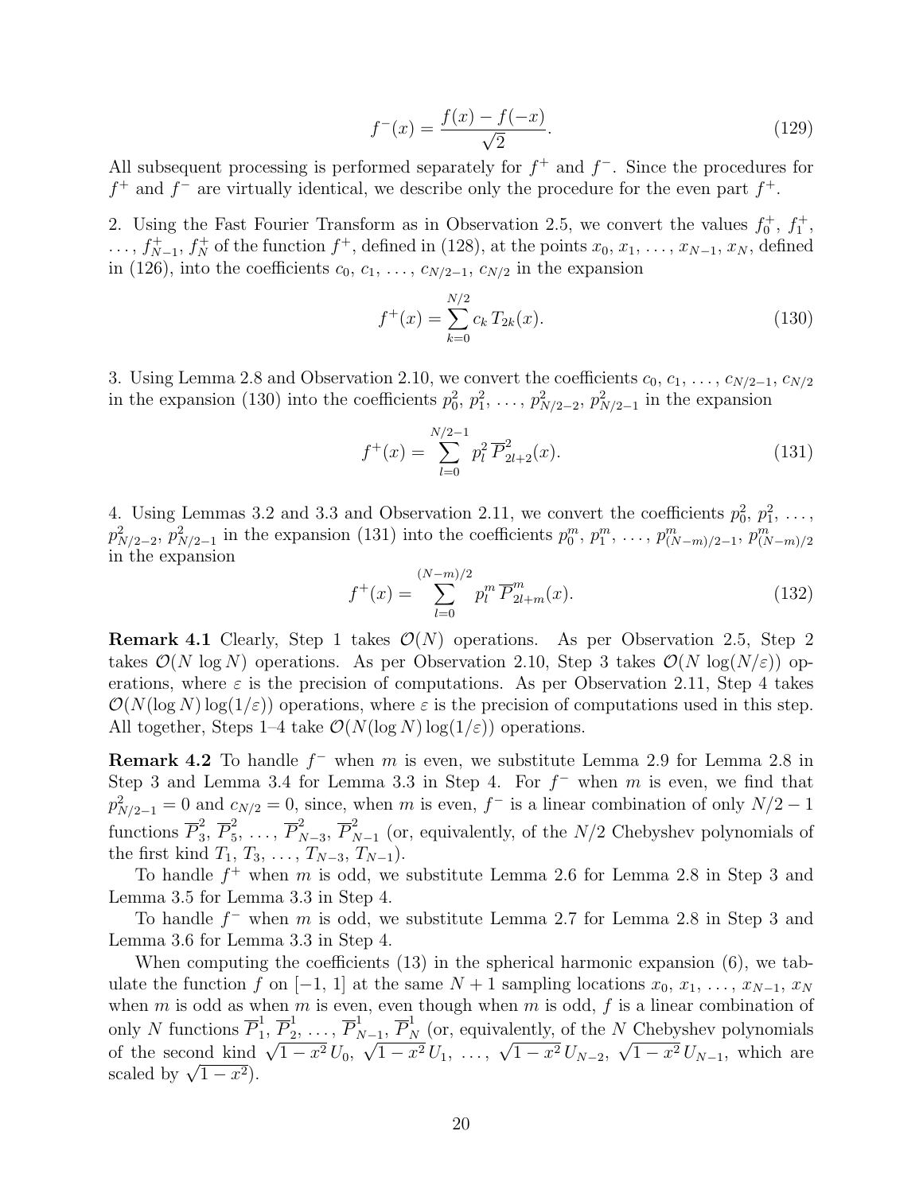$$f^-(x) = \frac{f(x) - f(-x)}{\sqrt{2}}. \tag{129}$$

All subsequent processing is performed separately for $f^+$ and $f^-$. Since the procedures for $f^+$ and $f^-$ are virtually identical, we describe only the procedure for the even part $f^+$.

2. Using the Fast Fourier Transform as in Observation 2.5, we convert the values $f_0^+$, $f_1^+$, $\ldots$, $f_{N-1}^+$, $f_N^+$ of the function $f^+$, defined in (128), at the points $x_0, x_1, \ldots, x_{N-1}, x_N$, defined in (126), into the coefficients $c_0, c_1, \ldots, c_{N/2-1}, c_{N/2}$ in the expansion

$$f^+(x) = \sum_{k=0}^{N/2} c_k \, T_{2k}(x). \tag{130}$$

3. Using Lemma 2.8 and Observation 2.10, we convert the coefficients $c_0, c_1, \ldots, c_{N/2-1}, c_{N/2}$ in the expansion (130) into the coefficients $p_0^2, p_1^2, \ldots, p_{N/2-2}^2, p_{N/2-1}^2$ in the expansion

$$f^+(x) = \sum_{l=0}^{N/2-1} p_l^2 \, \overline{P}_{2l+2}^2(x). \tag{131}$$

4. Using Lemmas 3.2 and 3.3 and Observation 2.11, we convert the coefficients $p_0^2, p_1^2, \ldots, p_{N/2-2}^2, p_{N/2-1}^2$ in the expansion (131) into the coefficients $p_0^m, p_1^m, \ldots, p_{(N-m)/2-1}^m, p_{(N-m)/2}^m$ in the expansion

$$f^+(x) = \sum_{l=0}^{(N-m)/2} p_l^m \, \overline{P}_{2l+m}^m(x). \tag{132}$$

**Remark 4.1** Clearly, Step 1 takes $\mathcal{O}(N)$ operations. As per Observation 2.5, Step 2 takes $\mathcal{O}(N \log N)$ operations. As per Observation 2.10, Step 3 takes $\mathcal{O}(N \log(N/\varepsilon))$ operations, where $\varepsilon$ is the precision of computations. As per Observation 2.11, Step 4 takes $\mathcal{O}(N(\log N)\log(1/\varepsilon))$ operations, where $\varepsilon$ is the precision of computations used in this step. All together, Steps 1–4 take $\mathcal{O}(N(\log N)\log(1/\varepsilon))$ operations.

**Remark 4.2** To handle $f^-$ when $m$ is even, we substitute Lemma 2.9 for Lemma 2.8 in Step 3 and Lemma 3.4 for Lemma 3.3 in Step 4. For $f^-$ when $m$ is even, we find that $p_{N/2-1}^2 = 0$ and $c_{N/2} = 0$, since, when $m$ is even, $f^-$ is a linear combination of only $N/2 - 1$ functions $\overline{P}_3^2, \overline{P}_5^2, \ldots, \overline{P}_{N-3}^2, \overline{P}_{N-1}^2$ (or, equivalently, of the $N/2$ Chebyshev polynomials of the first kind $T_1, T_3, \ldots, T_{N-3}, T_{N-1}$).

To handle $f^+$ when $m$ is odd, we substitute Lemma 2.6 for Lemma 2.8 in Step 3 and Lemma 3.5 for Lemma 3.3 in Step 4.

To handle $f^-$ when $m$ is odd, we substitute Lemma 2.7 for Lemma 2.8 in Step 3 and Lemma 3.6 for Lemma 3.3 in Step 4.

When computing the coefficients (13) in the spherical harmonic expansion (6), we tabulate the function $f$ on $[-1, 1]$ at the same $N+1$ sampling locations $x_0, x_1, \ldots, x_{N-1}, x_N$ when $m$ is odd as when $m$ is even, even though when $m$ is odd, $f$ is a linear combination of only $N$ functions $\overline{P}_1^1, \overline{P}_2^1, \ldots, \overline{P}_{N-1}^1, \overline{P}_N^1$ (or, equivalently, of the $N$ Chebyshev polynomials of the second kind $\sqrt{1-x^2}\,U_0, \sqrt{1-x^2}\,U_1, \ldots, \sqrt{1-x^2}\,U_{N-2}, \sqrt{1-x^2}\,U_{N-1}$, which are scaled by $\sqrt{1-x^2}$).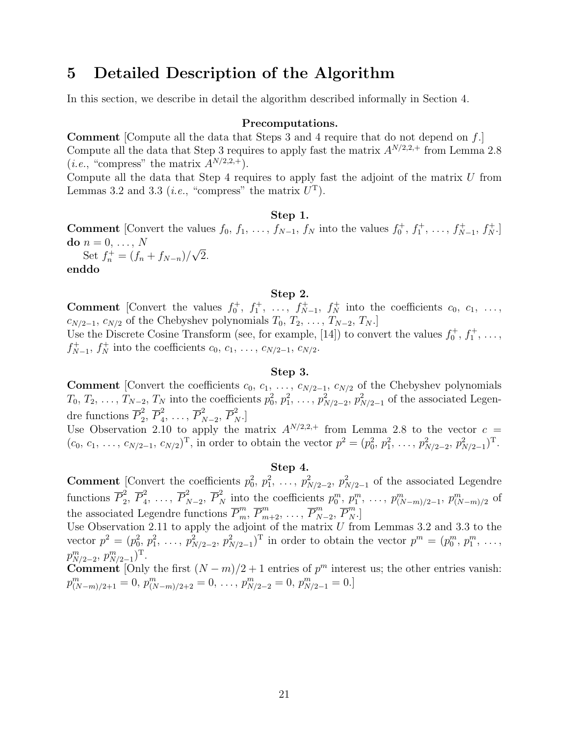# 5 Detailed Description of the Algorithm

In this section, we describe in detail the algorithm described informally in Section 4.

**Precomputations.**

**Comment** [Compute all the data that Steps 3 and 4 require that do not depend on $f$.]
Compute all the data that Step 3 requires to apply fast the matrix $A^{N/2,2,+}$ from Lemma 2.8 (*i.e.*, "compress" the matrix $A^{N/2,2,+}$).
Compute all the data that Step 4 requires to apply fast the adjoint of the matrix $U$ from Lemmas 3.2 and 3.3 (*i.e.*, "compress" the matrix $U^{\mathrm{T}}$).

**Step 1.**

**Comment** [Convert the values $f_0, f_1, \ldots, f_{N-1}, f_N$ into the values $f_0^+, f_1^+, \ldots, f_{N-1}^+, f_N^+$.]
**do** $n = 0, \ldots, N$
  Set $f_n^+ = (f_n + f_{N-n})/\sqrt{2}$.
**enddo**

**Step 2.**

**Comment** [Convert the values $f_0^+, f_1^+, \ldots, f_{N-1}^+, f_N^+$ into the coefficients $c_0, c_1, \ldots, c_{N/2-1}, c_{N/2}$ of the Chebyshev polynomials $T_0, T_2, \ldots, T_{N-2}, T_N$.]
Use the Discrete Cosine Transform (see, for example, [14]) to convert the values $f_0^+, f_1^+, \ldots, f_{N-1}^+, f_N^+$ into the coefficients $c_0, c_1, \ldots, c_{N/2-1}, c_{N/2}$.

**Step 3.**

**Comment** [Convert the coefficients $c_0, c_1, \ldots, c_{N/2-1}, c_{N/2}$ of the Chebyshev polynomials $T_0, T_2, \ldots, T_{N-2}, T_N$ into the coefficients $p_0^2, p_1^2, \ldots, p_{N/2-2}^2, p_{N/2-1}^2$ of the associated Legendre functions $\overline{P}_2^2, \overline{P}_4^2, \ldots, \overline{P}_{N-2}^2, \overline{P}_N^2$.]
Use Observation 2.10 to apply the matrix $A^{N/2,2,+}$ from Lemma 2.8 to the vector $c = (c_0, c_1, \ldots, c_{N/2-1}, c_{N/2})^{\mathrm{T}}$, in order to obtain the vector $p^2 = (p_0^2, p_1^2, \ldots, p_{N/2-2}^2, p_{N/2-1}^2)^{\mathrm{T}}$.

**Step 4.**

**Comment** [Convert the coefficients $p_0^2, p_1^2, \ldots, p_{N/2-2}^2, p_{N/2-1}^2$ of the associated Legendre functions $\overline{P}_2^2, \overline{P}_4^2, \ldots, \overline{P}_{N-2}^2, \overline{P}_N^2$ into the coefficients $p_0^m, p_1^m, \ldots, p_{(N-m)/2-1}^m, p_{(N-m)/2}^m$ of the associated Legendre functions $\overline{P}_m^m, \overline{P}_{m+2}^m, \ldots, \overline{P}_{N-2}^m, \overline{P}_N^m$.]
Use Observation 2.11 to apply the adjoint of the matrix $U$ from Lemmas 3.2 and 3.3 to the vector $p^2 = (p_0^2, p_1^2, \ldots, p_{N/2-2}^2, p_{N/2-1}^2)^{\mathrm{T}}$ in order to obtain the vector $p^m = (p_0^m, p_1^m, \ldots, p_{N/2-2}^m, p_{N/2-1}^m)^{\mathrm{T}}$.
**Comment** [Only the first $(N-m)/2+1$ entries of $p^m$ interest us; the other entries vanish: $p_{(N-m)/2+1}^m = 0, p_{(N-m)/2+2}^m = 0, \ldots, p_{N/2-2}^m = 0, p_{N/2-1}^m = 0$.]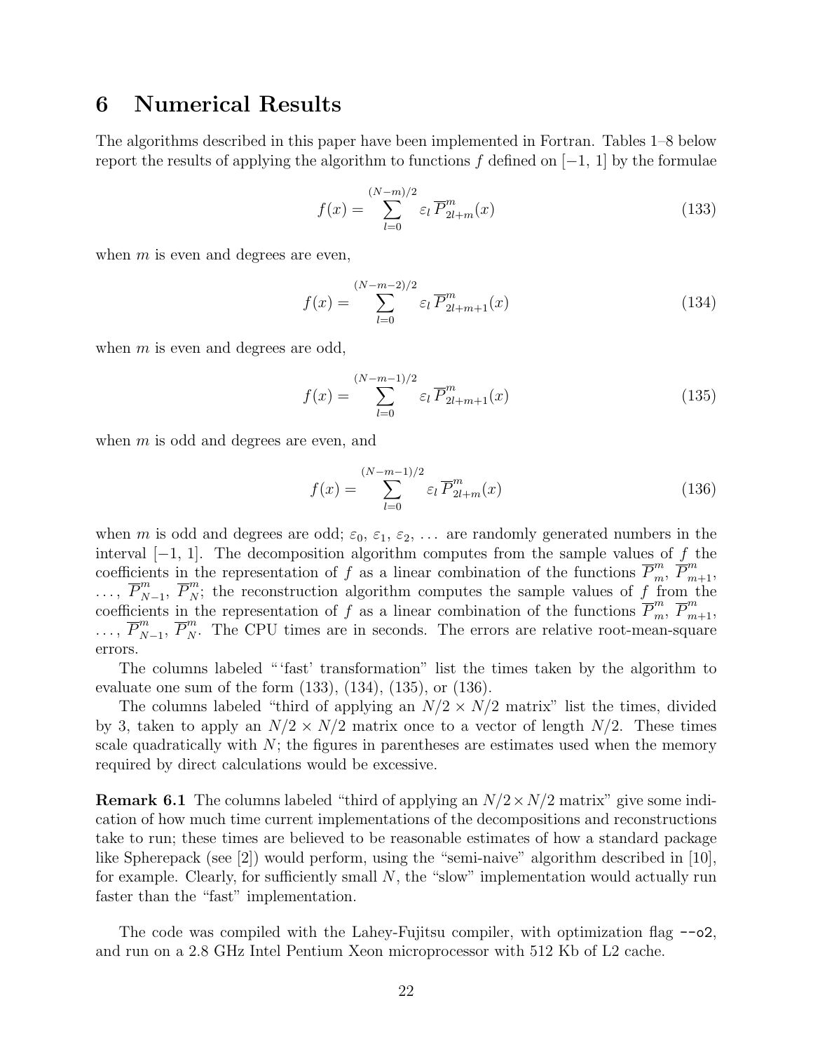## 6 Numerical Results

The algorithms described in this paper have been implemented in Fortran. Tables 1–8 below report the results of applying the algorithm to functions $f$ defined on $[-1, 1]$ by the formulae

$$f(x) = \sum_{l=0}^{(N-m)/2} \varepsilon_l \, \overline{P}_{2l+m}^m(x) \tag{133}$$

when $m$ is even and degrees are even,

$$f(x) = \sum_{l=0}^{(N-m-2)/2} \varepsilon_l \, \overline{P}_{2l+m+1}^m(x) \tag{134}$$

when $m$ is even and degrees are odd,

$$f(x) = \sum_{l=0}^{(N-m-1)/2} \varepsilon_l \, \overline{P}_{2l+m+1}^m(x) \tag{135}$$

when $m$ is odd and degrees are even, and

$$f(x) = \sum_{l=0}^{(N-m-1)/2} \varepsilon_l \, \overline{P}_{2l+m}^m(x) \tag{136}$$

when $m$ is odd and degrees are odd; $\varepsilon_0$, $\varepsilon_1$, $\varepsilon_2$, ... are randomly generated numbers in the interval $[-1, 1]$. The decomposition algorithm computes from the sample values of $f$ the coefficients in the representation of $f$ as a linear combination of the functions $\overline{P}_m^m$, $\overline{P}_{m+1}^m$, ..., $\overline{P}_{N-1}^m$, $\overline{P}_N^m$; the reconstruction algorithm computes the sample values of $f$ from the coefficients in the representation of $f$ as a linear combination of the functions $\overline{P}_m^m$, $\overline{P}_{m+1}^m$, ..., $\overline{P}_{N-1}^m$, $\overline{P}_N^m$. The CPU times are in seconds. The errors are relative root-mean-square errors.

The columns labeled "'fast' transformation" list the times taken by the algorithm to evaluate one sum of the form (133), (134), (135), or (136).

The columns labeled "third of applying an $N/2 \times N/2$ matrix" list the times, divided by 3, taken to apply an $N/2 \times N/2$ matrix once to a vector of length $N/2$. These times scale quadratically with $N$; the figures in parentheses are estimates used when the memory required by direct calculations would be excessive.

**Remark 6.1** The columns labeled "third of applying an $N/2 \times N/2$ matrix" give some indication of how much time current implementations of the decompositions and reconstructions take to run; these times are believed to be reasonable estimates of how a standard package like Spherepack (see [2]) would perform, using the "semi-naive" algorithm described in [10], for example. Clearly, for sufficiently small $N$, the "slow" implementation would actually run faster than the "fast" implementation.

The code was compiled with the Lahey-Fujitsu compiler, with optimization flag --o2, and run on a 2.8 GHz Intel Pentium Xeon microprocessor with 512 Kb of L2 cache.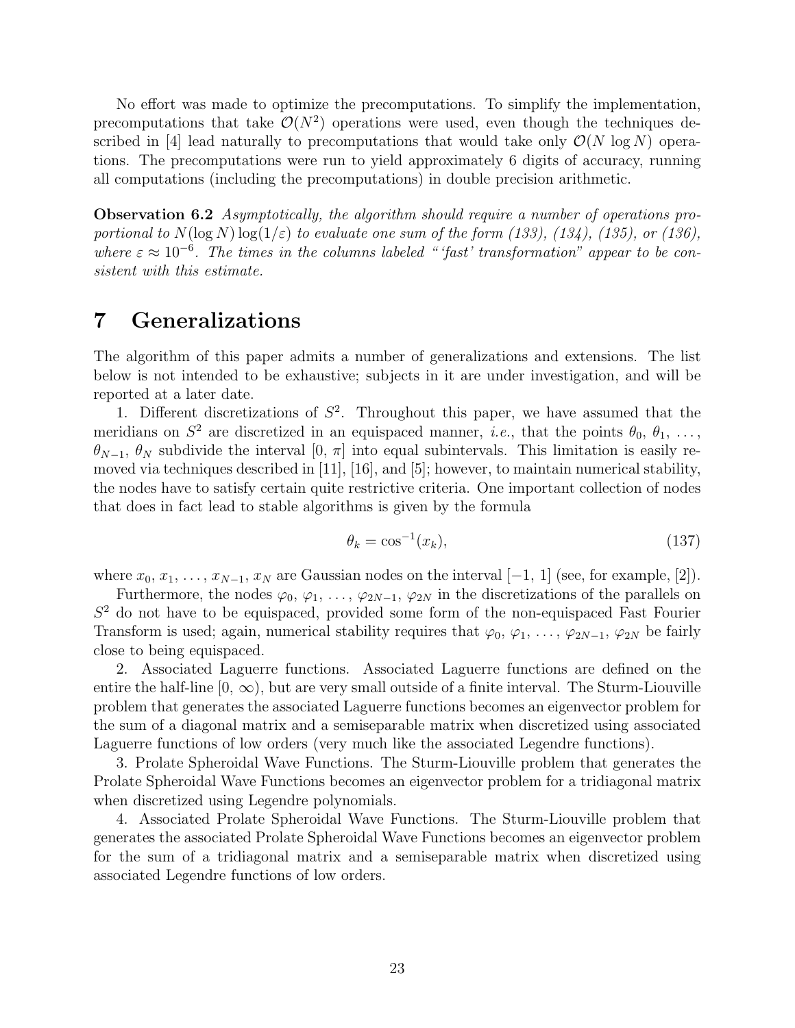No effort was made to optimize the precomputations. To simplify the implementation, precomputations that take $\mathcal{O}(N^2)$ operations were used, even though the techniques described in [4] lead naturally to precomputations that would take only $\mathcal{O}(N \log N)$ operations. The precomputations were run to yield approximately 6 digits of accuracy, running all computations (including the precomputations) in double precision arithmetic.

**Observation 6.2** *Asymptotically, the algorithm should require a number of operations proportional to $N(\log N)\log(1/\varepsilon)$ to evaluate one sum of the form (133), (134), (135), or (136), where $\varepsilon \approx 10^{-6}$. The times in the columns labeled "'fast' transformation" appear to be consistent with this estimate.*

# 7 Generalizations

The algorithm of this paper admits a number of generalizations and extensions. The list below is not intended to be exhaustive; subjects in it are under investigation, and will be reported at a later date.

1. Different discretizations of $S^2$. Throughout this paper, we have assumed that the meridians on $S^2$ are discretized in an equispaced manner, *i.e.*, that the points $\theta_0$, $\theta_1$, ..., $\theta_{N-1}$, $\theta_N$ subdivide the interval $[0, \pi]$ into equal subintervals. This limitation is easily removed via techniques described in [11], [16], and [5]; however, to maintain numerical stability, the nodes have to satisfy certain quite restrictive criteria. One important collection of nodes that does in fact lead to stable algorithms is given by the formula

$$\theta_k = \cos^{-1}(x_k), \tag{137}$$

where $x_0$, $x_1$, ..., $x_{N-1}$, $x_N$ are Gaussian nodes on the interval $[-1, 1]$ (see, for example, [2]).

Furthermore, the nodes $\varphi_0$, $\varphi_1$, ..., $\varphi_{2N-1}$, $\varphi_{2N}$ in the discretizations of the parallels on $S^2$ do not have to be equispaced, provided some form of the non-equispaced Fast Fourier Transform is used; again, numerical stability requires that $\varphi_0$, $\varphi_1$, ..., $\varphi_{2N-1}$, $\varphi_{2N}$ be fairly close to being equispaced.

2. Associated Laguerre functions. Associated Laguerre functions are defined on the entire the half-line $[0, \infty)$, but are very small outside of a finite interval. The Sturm-Liouville problem that generates the associated Laguerre functions becomes an eigenvector problem for the sum of a diagonal matrix and a semiseparable matrix when discretized using associated Laguerre functions of low orders (very much like the associated Legendre functions).

3. Prolate Spheroidal Wave Functions. The Sturm-Liouville problem that generates the Prolate Spheroidal Wave Functions becomes an eigenvector problem for a tridiagonal matrix when discretized using Legendre polynomials.

4. Associated Prolate Spheroidal Wave Functions. The Sturm-Liouville problem that generates the associated Prolate Spheroidal Wave Functions becomes an eigenvector problem for the sum of a tridiagonal matrix and a semiseparable matrix when discretized using associated Legendre functions of low orders.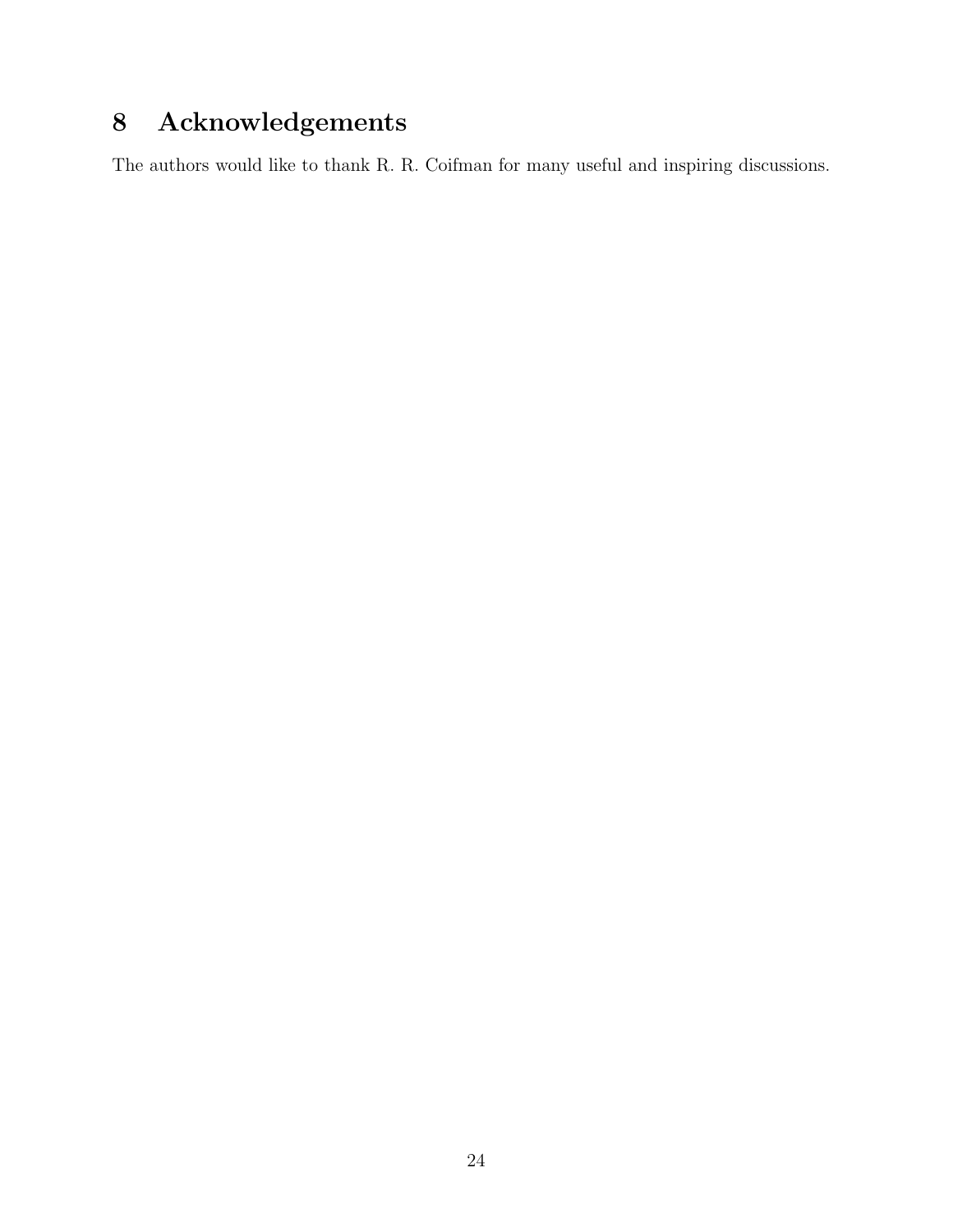# 8 Acknowledgements

The authors would like to thank R. R. Coifman for many useful and inspiring discussions.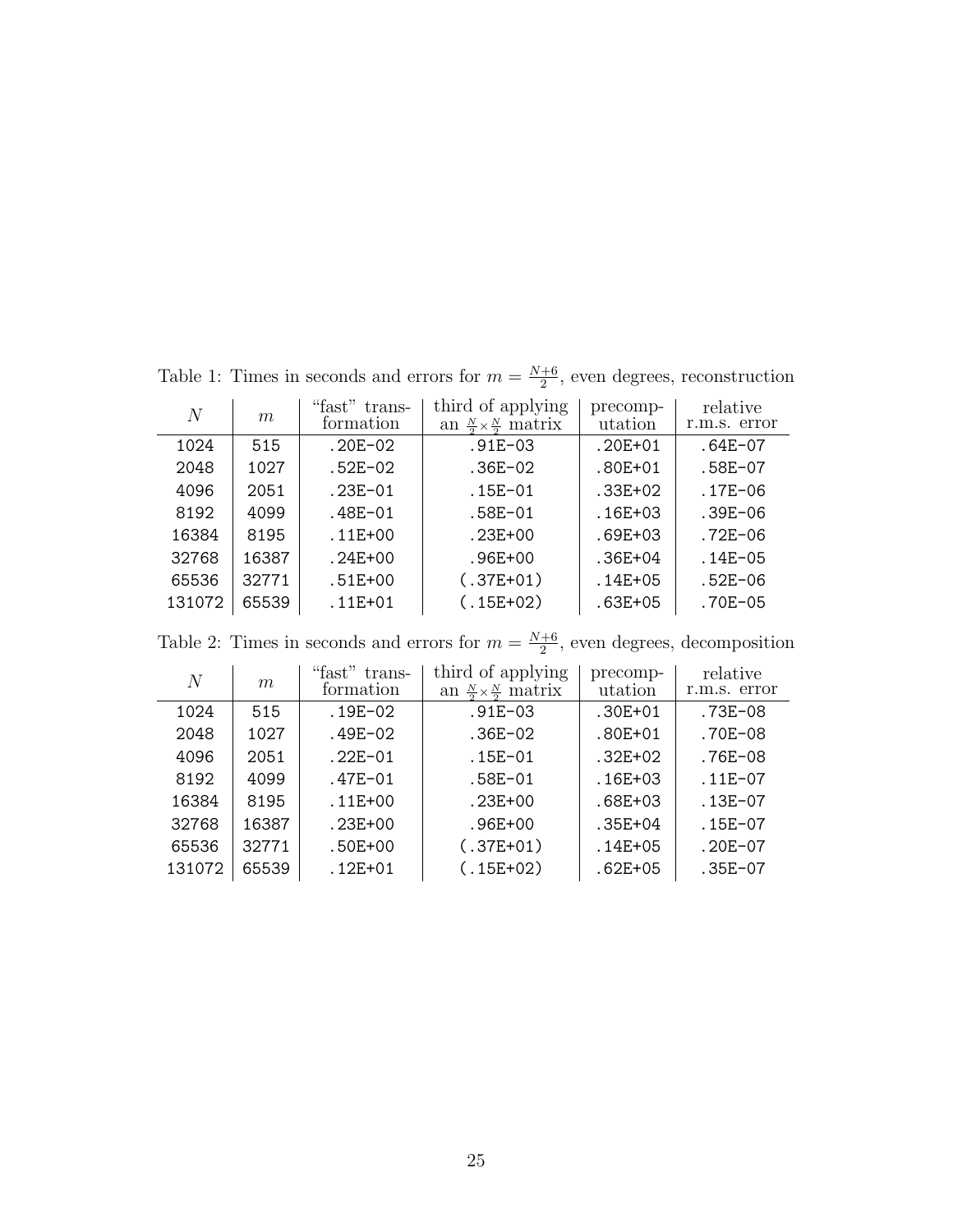Table 1: Times in seconds and errors for $m = \frac{N+6}{2}$, even degrees, reconstruction

| $N$ | $m$ | "fast" transformation | third of applying an $\frac{N}{2} \times \frac{N}{2}$ matrix | precomputation | relative r.m.s. error |
|---|---|---|---|---|---|
| 1024 | 515 | .20E-02 | .91E-03 | .20E+01 | .64E-07 |
| 2048 | 1027 | .52E-02 | .36E-02 | .80E+01 | .58E-07 |
| 4096 | 2051 | .23E-01 | .15E-01 | .33E+02 | .17E-06 |
| 8192 | 4099 | .48E-01 | .58E-01 | .16E+03 | .39E-06 |
| 16384 | 8195 | .11E+00 | .23E+00 | .69E+03 | .72E-06 |
| 32768 | 16387 | .24E+00 | .96E+00 | .36E+04 | .14E-05 |
| 65536 | 32771 | .51E+00 | (.37E+01) | .14E+05 | .52E-06 |
| 131072 | 65539 | .11E+01 | (.15E+02) | .63E+05 | .70E-05 |

Table 2: Times in seconds and errors for $m = \frac{N+6}{2}$, even degrees, decomposition

| $N$ | $m$ | "fast" transformation | third of applying an $\frac{N}{2} \times \frac{N}{2}$ matrix | precomputation | relative r.m.s. error |
|---|---|---|---|---|---|
| 1024 | 515 | .19E-02 | .91E-03 | .30E+01 | .73E-08 |
| 2048 | 1027 | .49E-02 | .36E-02 | .80E+01 | .70E-08 |
| 4096 | 2051 | .22E-01 | .15E-01 | .32E+02 | .76E-08 |
| 8192 | 4099 | .47E-01 | .58E-01 | .16E+03 | .11E-07 |
| 16384 | 8195 | .11E+00 | .23E+00 | .68E+03 | .13E-07 |
| 32768 | 16387 | .23E+00 | .96E+00 | .35E+04 | .15E-07 |
| 65536 | 32771 | .50E+00 | (.37E+01) | .14E+05 | .20E-07 |
| 131072 | 65539 | .12E+01 | (.15E+02) | .62E+05 | .35E-07 |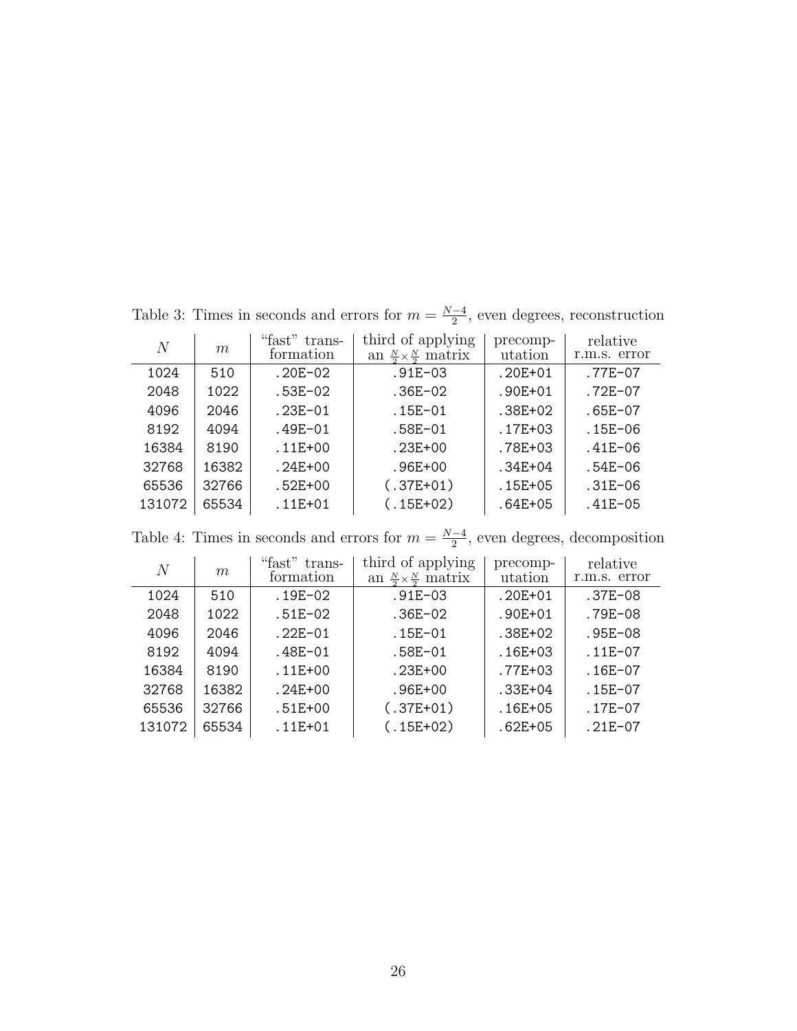Table 3: Times in seconds and errors for $m = \frac{N-4}{2}$, even degrees, reconstruction

| $N$ | $m$ | "fast" transformation | third of applying an $\frac{N}{2} \times \frac{N}{2}$ matrix | precomputation | relative r.m.s. error |
|---|---|---|---|---|---|
| 1024 | 510 | .20E-02 | .91E-03 | .20E+01 | .77E-07 |
| 2048 | 1022 | .53E-02 | .36E-02 | .90E+01 | .72E-07 |
| 4096 | 2046 | .23E-01 | .15E-01 | .38E+02 | .65E-07 |
| 8192 | 4094 | .49E-01 | .58E-01 | .17E+03 | .15E-06 |
| 16384 | 8190 | .11E+00 | .23E+00 | .78E+03 | .41E-06 |
| 32768 | 16382 | .24E+00 | .96E+00 | .34E+04 | .54E-06 |
| 65536 | 32766 | .52E+00 | (.37E+01) | .15E+05 | .31E-06 |
| 131072 | 65534 | .11E+01 | (.15E+02) | .64E+05 | .41E-05 |

Table 4: Times in seconds and errors for $m = \frac{N-4}{2}$, even degrees, decomposition

| $N$ | $m$ | "fast" transformation | third of applying an $\frac{N}{2} \times \frac{N}{2}$ matrix | precomputation | relative r.m.s. error |
|---|---|---|---|---|---|
| 1024 | 510 | .19E-02 | .91E-03 | .20E+01 | .37E-08 |
| 2048 | 1022 | .51E-02 | .36E-02 | .90E+01 | .79E-08 |
| 4096 | 2046 | .22E-01 | .15E-01 | .38E+02 | .95E-08 |
| 8192 | 4094 | .48E-01 | .58E-01 | .16E+03 | .11E-07 |
| 16384 | 8190 | .11E+00 | .23E+00 | .77E+03 | .16E-07 |
| 32768 | 16382 | .24E+00 | .96E+00 | .33E+04 | .15E-07 |
| 65536 | 32766 | .51E+00 | (.37E+01) | .16E+05 | .17E-07 |
| 131072 | 65534 | .11E+01 | (.15E+02) | .62E+05 | .21E-07 |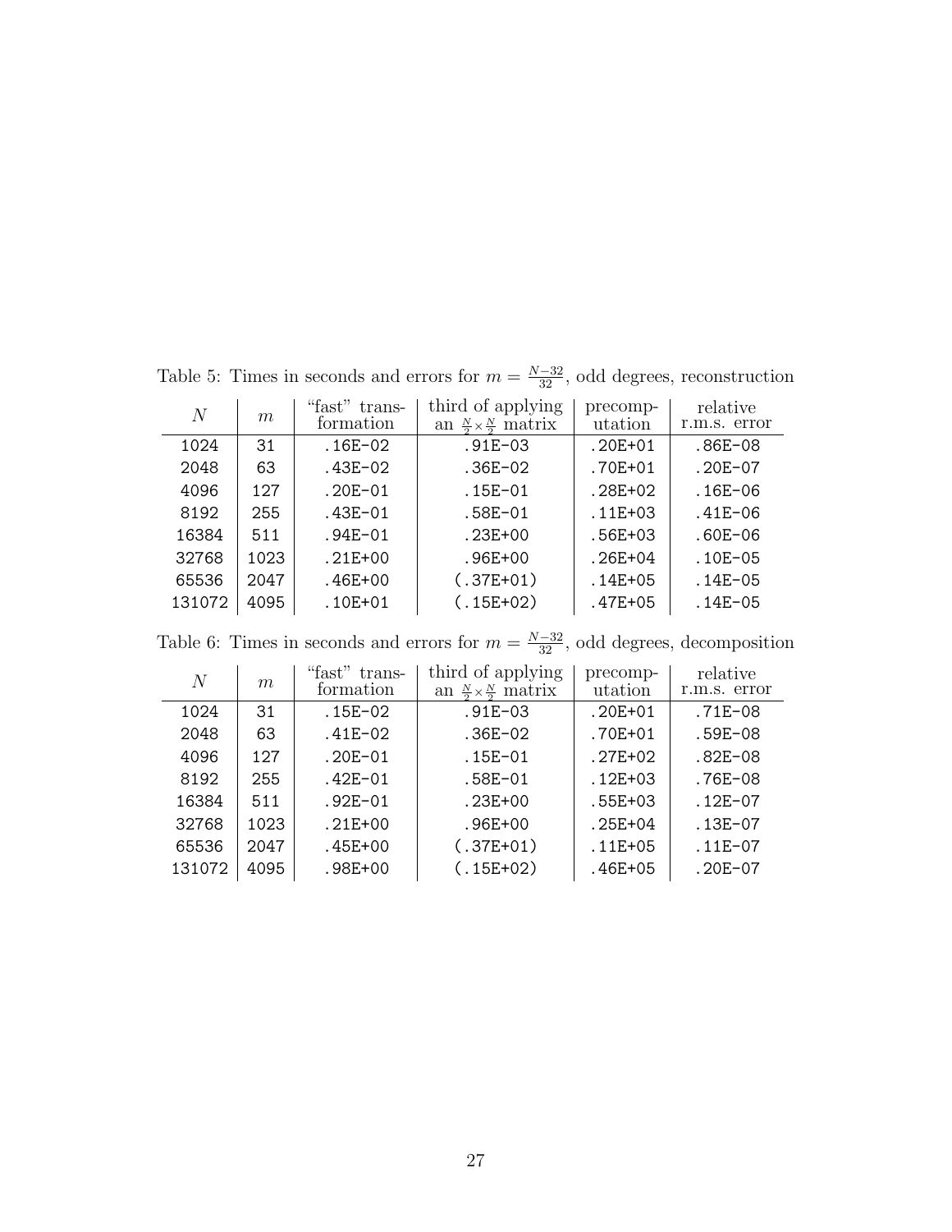Table 5: Times in seconds and errors for $m = \frac{N-32}{32}$, odd degrees, reconstruction

| $N$ | $m$ | "fast" transformation | third of applying an $\frac{N}{2} \times \frac{N}{2}$ matrix | precomputation | relative r.m.s. error |
|---|---|---|---|---|---|
| 1024 | 31 | .16E−02 | .91E−03 | .20E+01 | .86E−08 |
| 2048 | 63 | .43E−02 | .36E−02 | .70E+01 | .20E−07 |
| 4096 | 127 | .20E−01 | .15E−01 | .28E+02 | .16E−06 |
| 8192 | 255 | .43E−01 | .58E−01 | .11E+03 | .41E−06 |
| 16384 | 511 | .94E−01 | .23E+00 | .56E+03 | .60E−06 |
| 32768 | 1023 | .21E+00 | .96E+00 | .26E+04 | .10E−05 |
| 65536 | 2047 | .46E+00 | (.37E+01) | .14E+05 | .14E−05 |
| 131072 | 4095 | .10E+01 | (.15E+02) | .47E+05 | .14E−05 |

Table 6: Times in seconds and errors for $m = \frac{N-32}{32}$, odd degrees, decomposition

| $N$ | $m$ | "fast" transformation | third of applying an $\frac{N}{2} \times \frac{N}{2}$ matrix | precomputation | relative r.m.s. error |
|---|---|---|---|---|---|
| 1024 | 31 | .15E−02 | .91E−03 | .20E+01 | .71E−08 |
| 2048 | 63 | .41E−02 | .36E−02 | .70E+01 | .59E−08 |
| 4096 | 127 | .20E−01 | .15E−01 | .27E+02 | .82E−08 |
| 8192 | 255 | .42E−01 | .58E−01 | .12E+03 | .76E−08 |
| 16384 | 511 | .92E−01 | .23E+00 | .55E+03 | .12E−07 |
| 32768 | 1023 | .21E+00 | .96E+00 | .25E+04 | .13E−07 |
| 65536 | 2047 | .45E+00 | (.37E+01) | .11E+05 | .11E−07 |
| 131072 | 4095 | .98E+00 | (.15E+02) | .46E+05 | .20E−07 |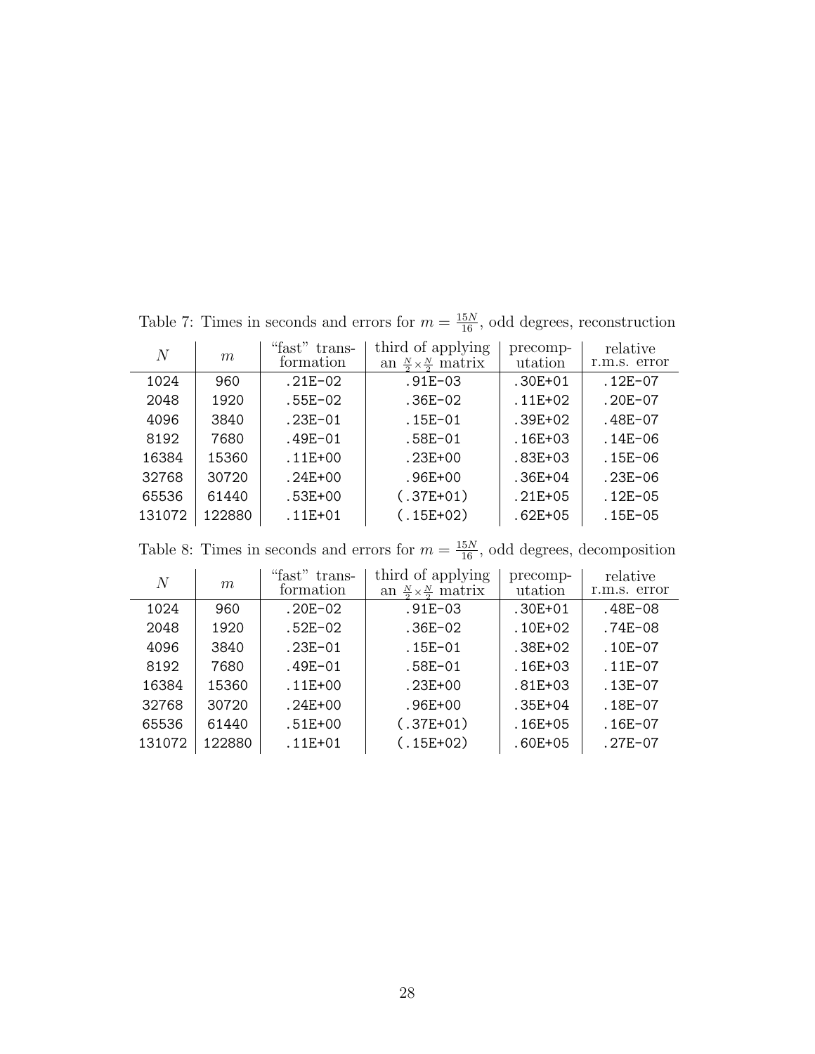Table 7: Times in seconds and errors for $m = \frac{15N}{16}$, odd degrees, reconstruction

| $N$ | $m$ | "fast" transformation | third of applying an $\frac{N}{2} \times \frac{N}{2}$ matrix | precomputation | relative r.m.s. error |
|---|---|---|---|---|---|
| 1024 | 960 | .21E-02 | .91E-03 | .30E+01 | .12E-07 |
| 2048 | 1920 | .55E-02 | .36E-02 | .11E+02 | .20E-07 |
| 4096 | 3840 | .23E-01 | .15E-01 | .39E+02 | .48E-07 |
| 8192 | 7680 | .49E-01 | .58E-01 | .16E+03 | .14E-06 |
| 16384 | 15360 | .11E+00 | .23E+00 | .83E+03 | .15E-06 |
| 32768 | 30720 | .24E+00 | .96E+00 | .36E+04 | .23E-06 |
| 65536 | 61440 | .53E+00 | (.37E+01) | .21E+05 | .12E-05 |
| 131072 | 122880 | .11E+01 | (.15E+02) | .62E+05 | .15E-05 |

Table 8: Times in seconds and errors for $m = \frac{15N}{16}$, odd degrees, decomposition

| $N$ | $m$ | "fast" transformation | third of applying an $\frac{N}{2} \times \frac{N}{2}$ matrix | precomputation | relative r.m.s. error |
|---|---|---|---|---|---|
| 1024 | 960 | .20E-02 | .91E-03 | .30E+01 | .48E-08 |
| 2048 | 1920 | .52E-02 | .36E-02 | .10E+02 | .74E-08 |
| 4096 | 3840 | .23E-01 | .15E-01 | .38E+02 | .10E-07 |
| 8192 | 7680 | .49E-01 | .58E-01 | .16E+03 | .11E-07 |
| 16384 | 15360 | .11E+00 | .23E+00 | .81E+03 | .13E-07 |
| 32768 | 30720 | .24E+00 | .96E+00 | .35E+04 | .18E-07 |
| 65536 | 61440 | .51E+00 | (.37E+01) | .16E+05 | .16E-07 |
| 131072 | 122880 | .11E+01 | (.15E+02) | .60E+05 | .27E-07 |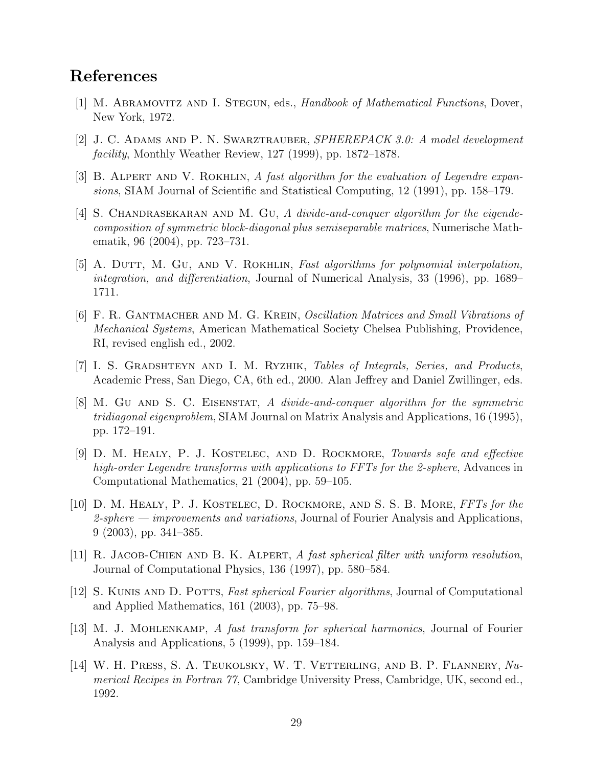## References

[1] M. Abramovitz and I. Stegun, eds., *Handbook of Mathematical Functions*, Dover, New York, 1972.

[2] J. C. Adams and P. N. Swarztrauber, *SPHEREPACK 3.0: A model development facility*, Monthly Weather Review, 127 (1999), pp. 1872–1878.

[3] B. Alpert and V. Rokhlin, *A fast algorithm for the evaluation of Legendre expansions*, SIAM Journal of Scientific and Statistical Computing, 12 (1991), pp. 158–179.

[4] S. Chandrasekaran and M. Gu, *A divide-and-conquer algorithm for the eigendecomposition of symmetric block-diagonal plus semiseparable matrices*, Numerische Mathematik, 96 (2004), pp. 723–731.

[5] A. Dutt, M. Gu, and V. Rokhlin, *Fast algorithms for polynomial interpolation, integration, and differentiation*, Journal of Numerical Analysis, 33 (1996), pp. 1689–1711.

[6] F. R. Gantmacher and M. G. Krein, *Oscillation Matrices and Small Vibrations of Mechanical Systems*, American Mathematical Society Chelsea Publishing, Providence, RI, revised english ed., 2002.

[7] I. S. Gradshteyn and I. M. Ryzhik, *Tables of Integrals, Series, and Products*, Academic Press, San Diego, CA, 6th ed., 2000. Alan Jeffrey and Daniel Zwillinger, eds.

[8] M. Gu and S. C. Eisenstat, *A divide-and-conquer algorithm for the symmetric tridiagonal eigenproblem*, SIAM Journal on Matrix Analysis and Applications, 16 (1995), pp. 172–191.

[9] D. M. Healy, P. J. Kostelec, and D. Rockmore, *Towards safe and effective high-order Legendre transforms with applications to FFTs for the 2-sphere*, Advances in Computational Mathematics, 21 (2004), pp. 59–105.

[10] D. M. Healy, P. J. Kostelec, D. Rockmore, and S. S. B. More, *FFTs for the 2-sphere — improvements and variations*, Journal of Fourier Analysis and Applications, 9 (2003), pp. 341–385.

[11] R. Jacob-Chien and B. K. Alpert, *A fast spherical filter with uniform resolution*, Journal of Computational Physics, 136 (1997), pp. 580–584.

[12] S. Kunis and D. Potts, *Fast spherical Fourier algorithms*, Journal of Computational and Applied Mathematics, 161 (2003), pp. 75–98.

[13] M. J. Mohlenkamp, *A fast transform for spherical harmonics*, Journal of Fourier Analysis and Applications, 5 (1999), pp. 159–184.

[14] W. H. Press, S. A. Teukolsky, W. T. Vetterling, and B. P. Flannery, *Numerical Recipes in Fortran 77*, Cambridge University Press, Cambridge, UK, second ed., 1992.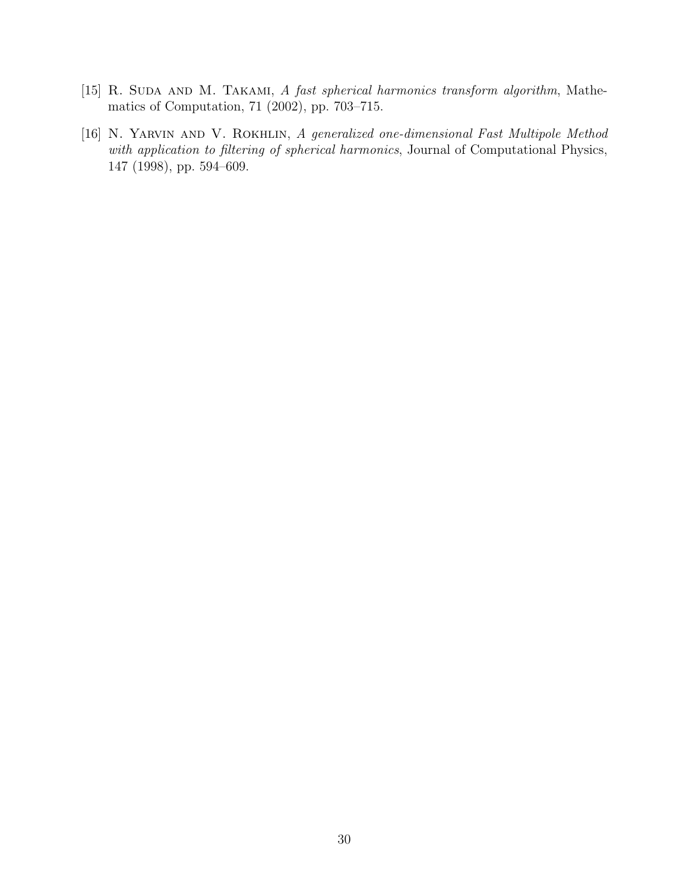[15] R. Suda and M. Takami, *A fast spherical harmonics transform algorithm*, Mathematics of Computation, 71 (2002), pp. 703–715.

[16] N. Yarvin and V. Rokhlin, *A generalized one-dimensional Fast Multipole Method with application to filtering of spherical harmonics*, Journal of Computational Physics, 147 (1998), pp. 594–609.